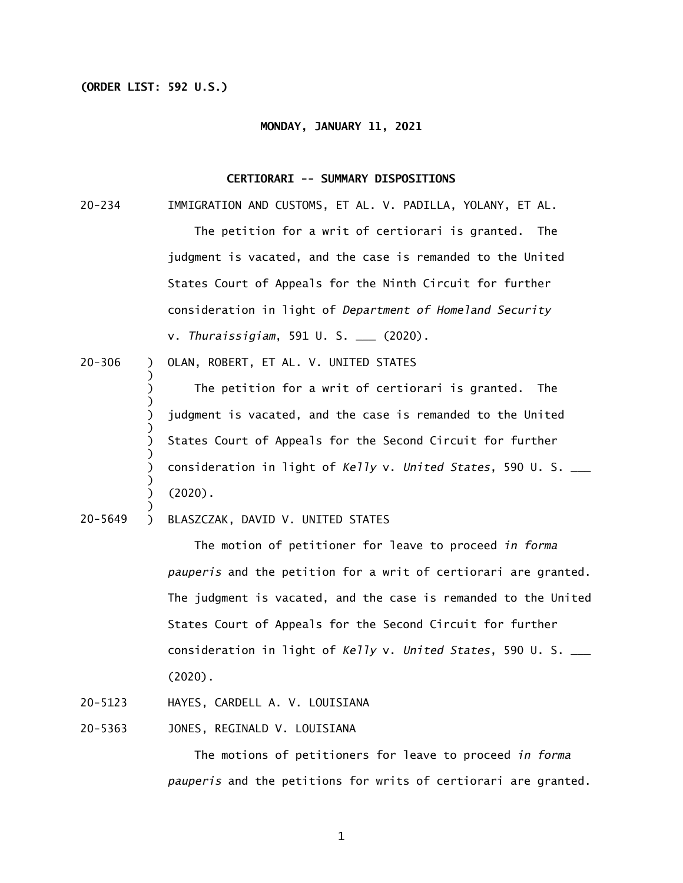**(ORDER LIST: 592 U.S.)**

**MONDAY, JANUARY 11, 2021**

**CERTIORARI -- SUMMARY DISPOSITIONS**

20-234 IMMIGRATION AND CUSTOMS, ET AL. V. PADILLA, YOLANY, ET AL.

The petition for a writ of certiorari is granted. The judgment is vacated, and the case is remanded to the United States Court of Appeals for the Ninth Circuit for further consideration in light of *Department of Homeland Security* v. *Thuraissigiam*, 591 U. S. ___ (2020).

20-306 ) OLAN, ROBERT, ET AL. V. UNITED STATES

The petition for a writ of certiorari is granted. The judgment is vacated, and the case is remanded to the United States Court of Appeals for the Second Circuit for further consideration in light of *Kelly* v. *United States*, 590 U. S. ___ (2020).

20-5649 ) BLASZCZAK, DAVID V. UNITED STATES

The motion of petitioner for leave to proceed *in forma pauperis* and the petition for a writ of certiorari are granted. The judgment is vacated, and the case is remanded to the United States Court of Appeals for the Second Circuit for further consideration in light of *Kelly* v. *United States*, 590 U. S. ___ (2020).

20-5123 HAYES, CARDELL A. V. LOUISIANA

20-5363 JONES, REGINALD V. LOUISIANA

The motions of petitioners for leave to proceed *in forma pauperis* and the petitions for writs of certiorari are granted.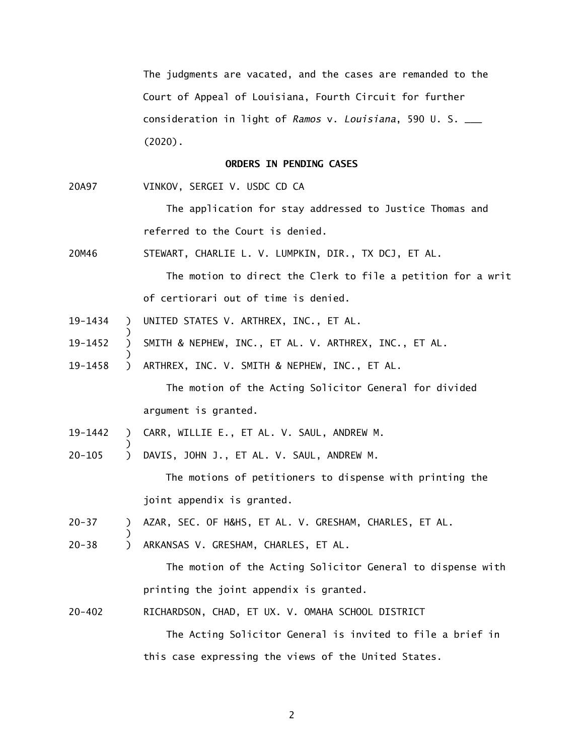The judgments are vacated, and the cases are remanded to the Court of Appeal of Louisiana, Fourth Circuit for further consideration in light of *Ramos* v. *Louisiana*, 590 U. S. ___ (2020).

**ORDERS IN PENDING CASES**

20A97 VINKOV, SERGEI V. USDC CD CA

The application for stay addressed to Justice Thomas and referred to the Court is denied.

20M46 STEWART, CHARLIE L. V. LUMPKIN, DIR., TX DCJ, ET AL.

The motion to direct the Clerk to file a petition for a writ of certiorari out of time is denied.

19-1434 ) UNITED STATES V. ARTHREX, INC., ET AL.
)
19-1452 ) SMITH & NEPHEW, INC., ET AL. V. ARTHREX, INC., ET AL.
)
19-1458 ) ARTHREX, INC. V. SMITH & NEPHEW, INC., ET AL.

The motion of the Acting Solicitor General for divided argument is granted.

19-1442 ) CARR, WILLIE E., ET AL. V. SAUL, ANDREW M.
)
20-105 ) DAVIS, JOHN J., ET AL. V. SAUL, ANDREW M.

The motions of petitioners to dispense with printing the joint appendix is granted.

20-37 ) AZAR, SEC. OF H&HS, ET AL. V. GRESHAM, CHARLES, ET AL.
)
20-38 ) ARKANSAS V. GRESHAM, CHARLES, ET AL.

The motion of the Acting Solicitor General to dispense with printing the joint appendix is granted.

20-402 RICHARDSON, CHAD, ET UX. V. OMAHA SCHOOL DISTRICT

The Acting Solicitor General is invited to file a brief in this case expressing the views of the United States.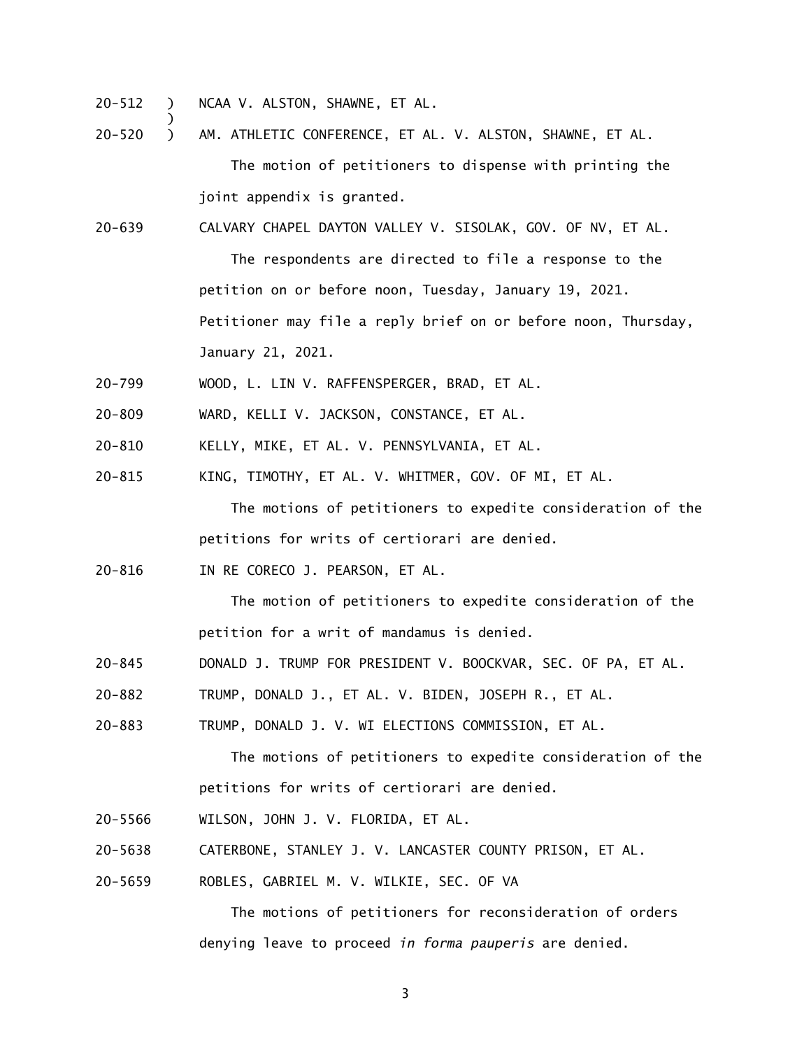20-512 ) NCAA V. ALSTON, SHAWNE, ET AL.
)
20-520 ) AM. ATHLETIC CONFERENCE, ET AL. V. ALSTON, SHAWNE, ET AL.

The motion of petitioners to dispense with printing the joint appendix is granted.

20-639 CALVARY CHAPEL DAYTON VALLEY V. SISOLAK, GOV. OF NV, ET AL.

The respondents are directed to file a response to the petition on or before noon, Tuesday, January 19, 2021. Petitioner may file a reply brief on or before noon, Thursday, January 21, 2021.

20-799 WOOD, L. LIN V. RAFFENSPERGER, BRAD, ET AL.

20-809 WARD, KELLI V. JACKSON, CONSTANCE, ET AL.

20-810 KELLY, MIKE, ET AL. V. PENNSYLVANIA, ET AL.

20-815 KING, TIMOTHY, ET AL. V. WHITMER, GOV. OF MI, ET AL.

The motions of petitioners to expedite consideration of the petitions for writs of certiorari are denied.

20-816 IN RE CORECO J. PEARSON, ET AL.

The motion of petitioners to expedite consideration of the petition for a writ of mandamus is denied.

20-845 DONALD J. TRUMP FOR PRESIDENT V. BOOCKVAR, SEC. OF PA, ET AL.

20-882 TRUMP, DONALD J., ET AL. V. BIDEN, JOSEPH R., ET AL.

20-883 TRUMP, DONALD J. V. WI ELECTIONS COMMISSION, ET AL.

The motions of petitioners to expedite consideration of the petitions for writs of certiorari are denied.

20-5566 WILSON, JOHN J. V. FLORIDA, ET AL.

20-5638 CATERBONE, STANLEY J. V. LANCASTER COUNTY PRISON, ET AL.

20-5659 ROBLES, GABRIEL M. V. WILKIE, SEC. OF VA

The motions of petitioners for reconsideration of orders denying leave to proceed *in forma pauperis* are denied.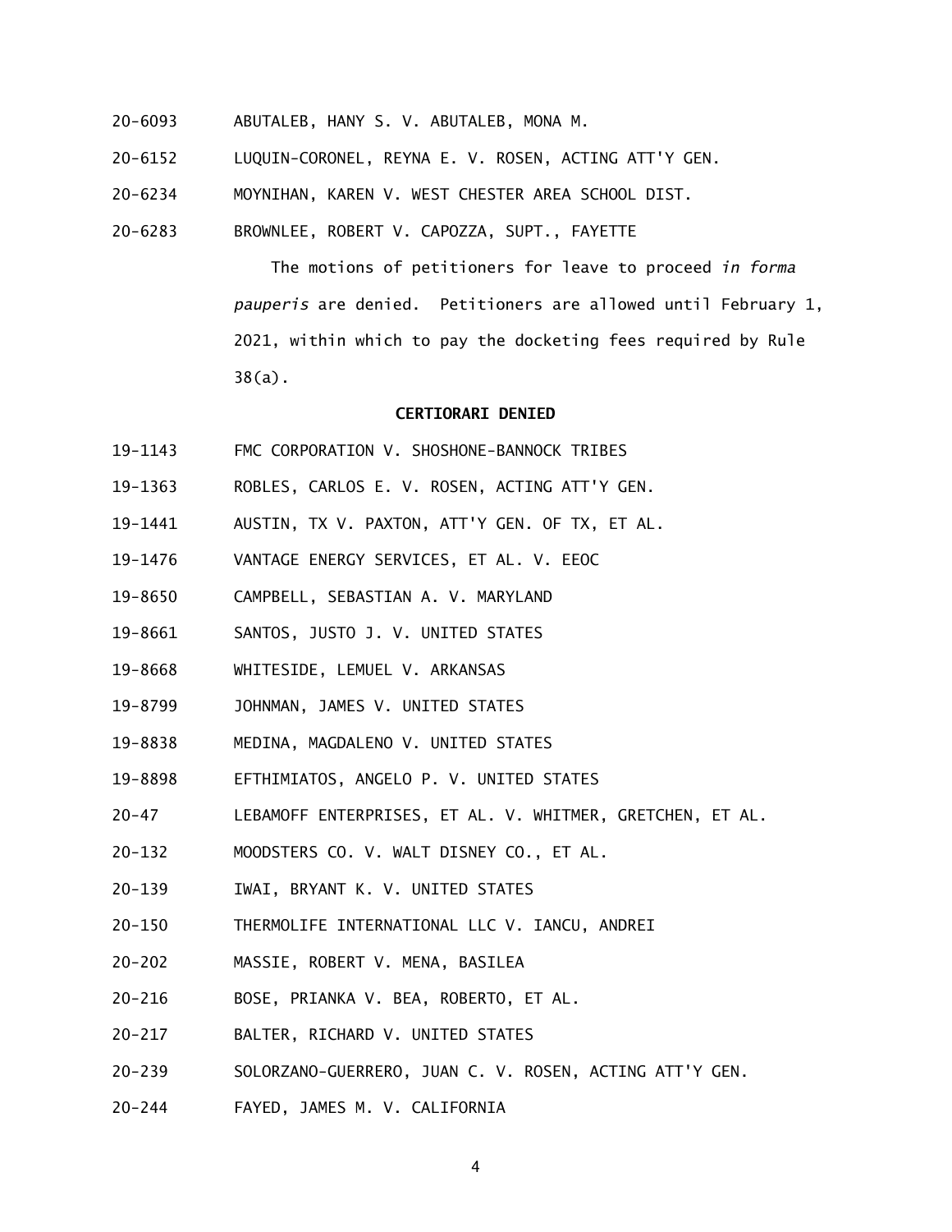20-6093 ABUTALEB, HANY S. V. ABUTALEB, MONA M.

20-6152 LUQUIN-CORONEL, REYNA E. V. ROSEN, ACTING ATT'Y GEN.

20-6234 MOYNIHAN, KAREN V. WEST CHESTER AREA SCHOOL DIST.

20-6283 BROWNLEE, ROBERT V. CAPOZZA, SUPT., FAYETTE

The motions of petitioners for leave to proceed *in forma pauperis* are denied. Petitioners are allowed until February 1, 2021, within which to pay the docketing fees required by Rule 38(a).

**CERTIORARI DENIED**

19-1143 FMC CORPORATION V. SHOSHONE-BANNOCK TRIBES

19-1363 ROBLES, CARLOS E. V. ROSEN, ACTING ATT'Y GEN.

19-1441 AUSTIN, TX V. PAXTON, ATT'Y GEN. OF TX, ET AL.

19-1476 VANTAGE ENERGY SERVICES, ET AL. V. EEOC

19-8650 CAMPBELL, SEBASTIAN A. V. MARYLAND

19-8661 SANTOS, JUSTO J. V. UNITED STATES

19-8668 WHITESIDE, LEMUEL V. ARKANSAS

19-8799 JOHNMAN, JAMES V. UNITED STATES

19-8838 MEDINA, MAGDALENO V. UNITED STATES

19-8898 EFTHIMIATOS, ANGELO P. V. UNITED STATES

20-47 LEBAMOFF ENTERPRISES, ET AL. V. WHITMER, GRETCHEN, ET AL.

20-132 MOODSTERS CO. V. WALT DISNEY CO., ET AL.

20-139 IWAI, BRYANT K. V. UNITED STATES

20-150 THERMOLIFE INTERNATIONAL LLC V. IANCU, ANDREI

20-202 MASSIE, ROBERT V. MENA, BASILEA

20-216 BOSE, PRIANKA V. BEA, ROBERTO, ET AL.

20-217 BALTER, RICHARD V. UNITED STATES

20-239 SOLORZANO-GUERRERO, JUAN C. V. ROSEN, ACTING ATT'Y GEN.

20-244 FAYED, JAMES M. V. CALIFORNIA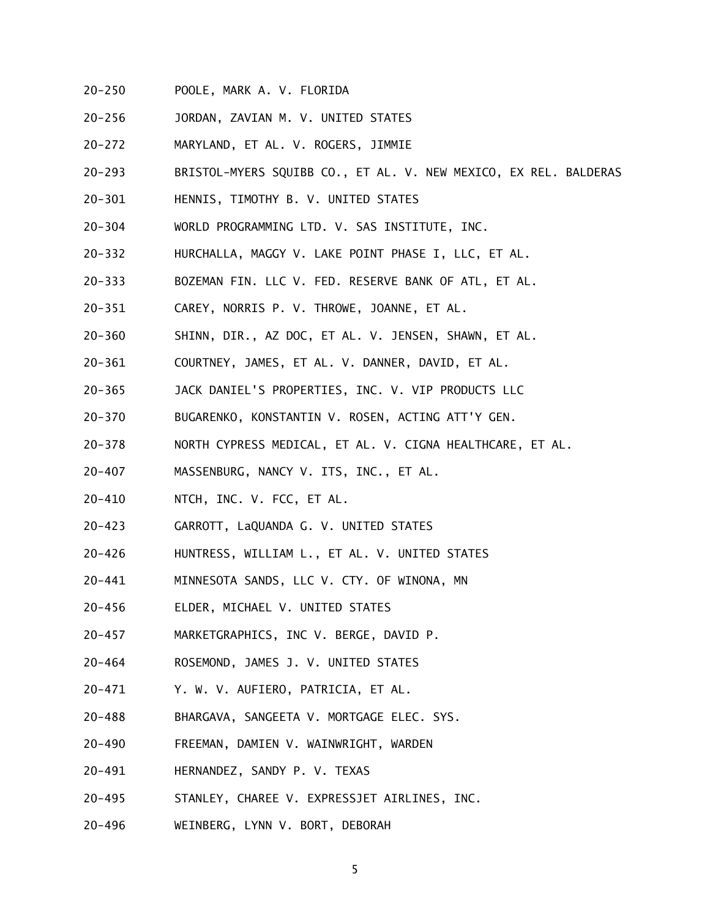20-250 POOLE, MARK A. V. FLORIDA

20-256 JORDAN, ZAVIAN M. V. UNITED STATES

20-272 MARYLAND, ET AL. V. ROGERS, JIMMIE

20-293 BRISTOL-MYERS SQUIBB CO., ET AL. V. NEW MEXICO, EX REL. BALDERAS

20-301 HENNIS, TIMOTHY B. V. UNITED STATES

20-304 WORLD PROGRAMMING LTD. V. SAS INSTITUTE, INC.

20-332 HURCHALLA, MAGGY V. LAKE POINT PHASE I, LLC, ET AL.

20-333 BOZEMAN FIN. LLC V. FED. RESERVE BANK OF ATL, ET AL.

20-351 CAREY, NORRIS P. V. THROWE, JOANNE, ET AL.

20-360 SHINN, DIR., AZ DOC, ET AL. V. JENSEN, SHAWN, ET AL.

20-361 COURTNEY, JAMES, ET AL. V. DANNER, DAVID, ET AL.

20-365 JACK DANIEL'S PROPERTIES, INC. V. VIP PRODUCTS LLC

20-370 BUGARENKO, KONSTANTIN V. ROSEN, ACTING ATT'Y GEN.

20-378 NORTH CYPRESS MEDICAL, ET AL. V. CIGNA HEALTHCARE, ET AL.

20-407 MASSENBURG, NANCY V. ITS, INC., ET AL.

20-410 NTCH, INC. V. FCC, ET AL.

20-423 GARROTT, LaQUANDA G. V. UNITED STATES

20-426 HUNTRESS, WILLIAM L., ET AL. V. UNITED STATES

20-441 MINNESOTA SANDS, LLC V. CTY. OF WINONA, MN

20-456 ELDER, MICHAEL V. UNITED STATES

20-457 MARKETGRAPHICS, INC V. BERGE, DAVID P.

20-464 ROSEMOND, JAMES J. V. UNITED STATES

20-471 Y. W. V. AUFIERO, PATRICIA, ET AL.

20-488 BHARGAVA, SANGEETA V. MORTGAGE ELEC. SYS.

20-490 FREEMAN, DAMIEN V. WAINWRIGHT, WARDEN

20-491 HERNANDEZ, SANDY P. V. TEXAS

20-495 STANLEY, CHAREE V. EXPRESSJET AIRLINES, INC.

20-496 WEINBERG, LYNN V. BORT, DEBORAH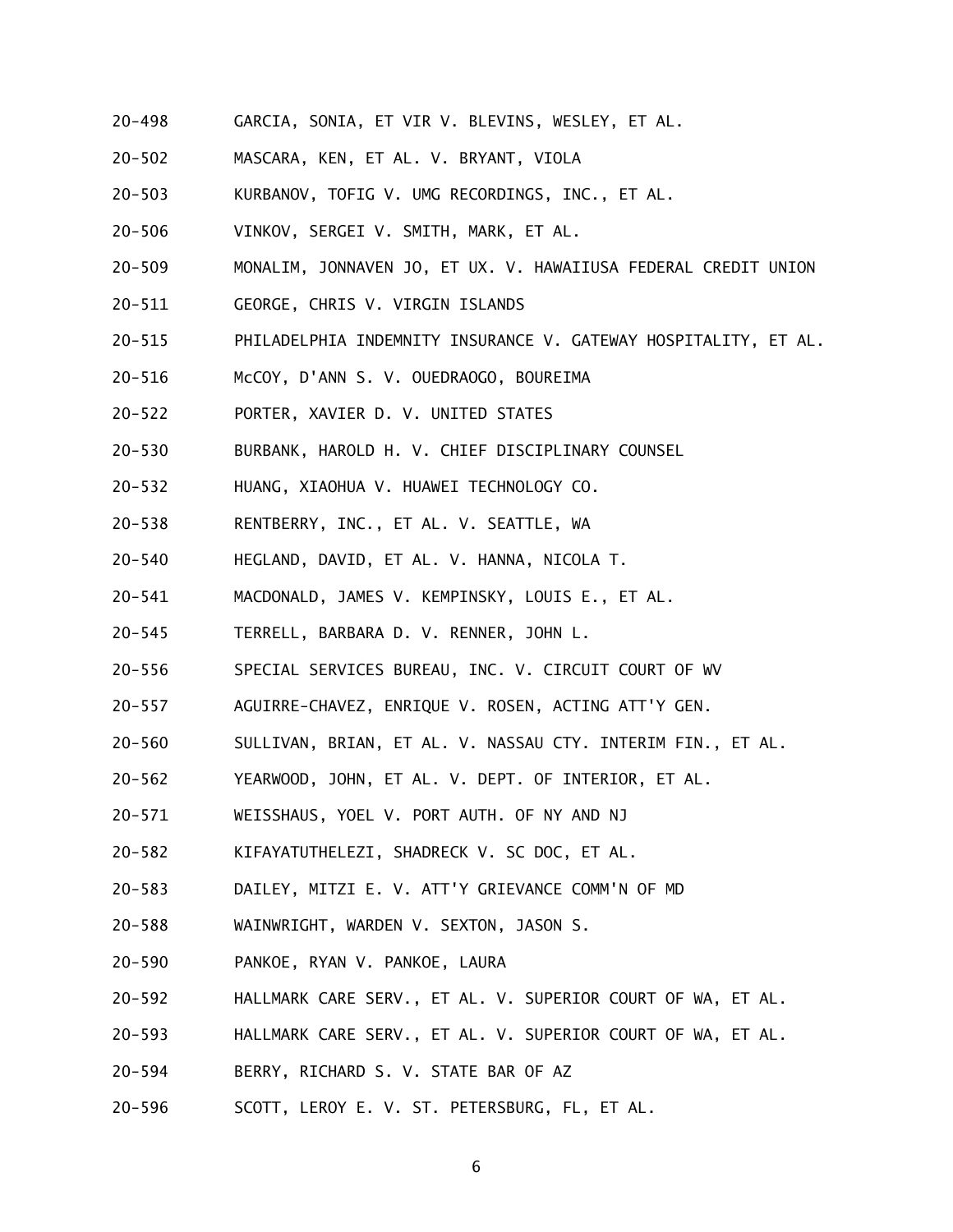20-498 GARCIA, SONIA, ET VIR V. BLEVINS, WESLEY, ET AL.

20-502 MASCARA, KEN, ET AL. V. BRYANT, VIOLA

20-503 KURBANOV, TOFIG V. UMG RECORDINGS, INC., ET AL.

20-506 VINKOV, SERGEI V. SMITH, MARK, ET AL.

20-509 MONALIM, JONNAVEN JO, ET UX. V. HAWAIIUSA FEDERAL CREDIT UNION

20-511 GEORGE, CHRIS V. VIRGIN ISLANDS

20-515 PHILADELPHIA INDEMNITY INSURANCE V. GATEWAY HOSPITALITY, ET AL.

20-516 McCOY, D'ANN S. V. OUEDRAOGO, BOUREIMA

20-522 PORTER, XAVIER D. V. UNITED STATES

20-530 BURBANK, HAROLD H. V. CHIEF DISCIPLINARY COUNSEL

20-532 HUANG, XIAOHUA V. HUAWEI TECHNOLOGY CO.

20-538 RENTBERRY, INC., ET AL. V. SEATTLE, WA

20-540 HEGLAND, DAVID, ET AL. V. HANNA, NICOLA T.

20-541 MACDONALD, JAMES V. KEMPINSKY, LOUIS E., ET AL.

20-545 TERRELL, BARBARA D. V. RENNER, JOHN L.

20-556 SPECIAL SERVICES BUREAU, INC. V. CIRCUIT COURT OF WV

20-557 AGUIRRE-CHAVEZ, ENRIQUE V. ROSEN, ACTING ATT'Y GEN.

20-560 SULLIVAN, BRIAN, ET AL. V. NASSAU CTY. INTERIM FIN., ET AL.

20-562 YEARWOOD, JOHN, ET AL. V. DEPT. OF INTERIOR, ET AL.

20-571 WEISSHAUS, YOEL V. PORT AUTH. OF NY AND NJ

20-582 KIFAYATUTHELEZI, SHADRECK V. SC DOC, ET AL.

20-583 DAILEY, MITZI E. V. ATT'Y GRIEVANCE COMM'N OF MD

20-588 WAINWRIGHT, WARDEN V. SEXTON, JASON S.

20-590 PANKOE, RYAN V. PANKOE, LAURA

20-592 HALLMARK CARE SERV., ET AL. V. SUPERIOR COURT OF WA, ET AL.

20-593 HALLMARK CARE SERV., ET AL. V. SUPERIOR COURT OF WA, ET AL.

20-594 BERRY, RICHARD S. V. STATE BAR OF AZ

20-596 SCOTT, LEROY E. V. ST. PETERSBURG, FL, ET AL.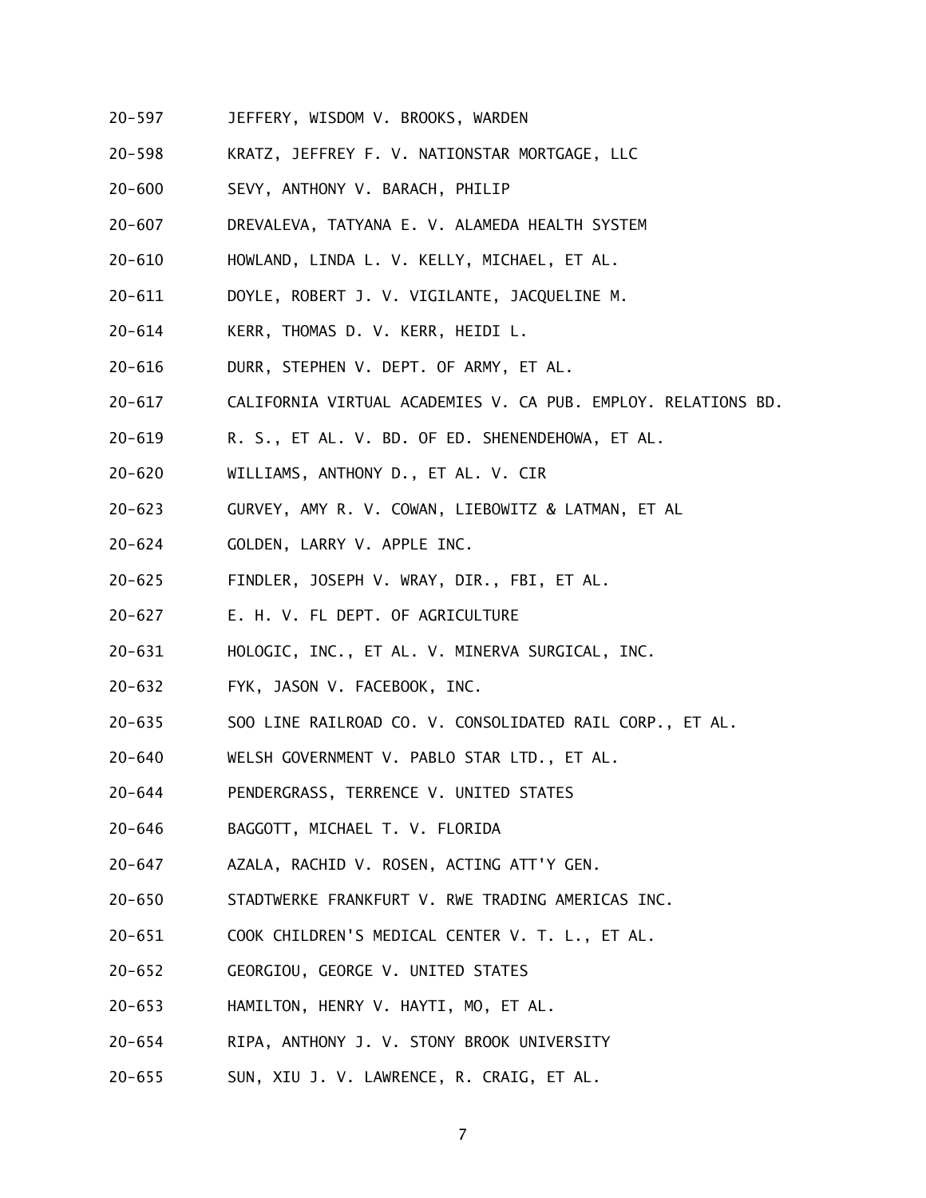20-597 JEFFERY, WISDOM V. BROOKS, WARDEN

20-598 KRATZ, JEFFREY F. V. NATIONSTAR MORTGAGE, LLC

20-600 SEVY, ANTHONY V. BARACH, PHILIP

20-607 DREVALEVA, TATYANA E. V. ALAMEDA HEALTH SYSTEM

20-610 HOWLAND, LINDA L. V. KELLY, MICHAEL, ET AL.

20-611 DOYLE, ROBERT J. V. VIGILANTE, JACQUELINE M.

20-614 KERR, THOMAS D. V. KERR, HEIDI L.

20-616 DURR, STEPHEN V. DEPT. OF ARMY, ET AL.

20-617 CALIFORNIA VIRTUAL ACADEMIES V. CA PUB. EMPLOY. RELATIONS BD.

20-619 R. S., ET AL. V. BD. OF ED. SHENENDEHOWA, ET AL.

20-620 WILLIAMS, ANTHONY D., ET AL. V. CIR

20-623 GURVEY, AMY R. V. COWAN, LIEBOWITZ & LATMAN, ET AL

20-624 GOLDEN, LARRY V. APPLE INC.

20-625 FINDLER, JOSEPH V. WRAY, DIR., FBI, ET AL.

20-627 E. H. V. FL DEPT. OF AGRICULTURE

20-631 HOLOGIC, INC., ET AL. V. MINERVA SURGICAL, INC.

20-632 FYK, JASON V. FACEBOOK, INC.

20-635 SOO LINE RAILROAD CO. V. CONSOLIDATED RAIL CORP., ET AL.

20-640 WELSH GOVERNMENT V. PABLO STAR LTD., ET AL.

20-644 PENDERGRASS, TERRENCE V. UNITED STATES

20-646 BAGGOTT, MICHAEL T. V. FLORIDA

20-647 AZALA, RACHID V. ROSEN, ACTING ATT'Y GEN.

20-650 STADTWERKE FRANKFURT V. RWE TRADING AMERICAS INC.

20-651 COOK CHILDREN'S MEDICAL CENTER V. T. L., ET AL.

20-652 GEORGIOU, GEORGE V. UNITED STATES

20-653 HAMILTON, HENRY V. HAYTI, MO, ET AL.

20-654 RIPA, ANTHONY J. V. STONY BROOK UNIVERSITY

20-655 SUN, XIU J. V. LAWRENCE, R. CRAIG, ET AL.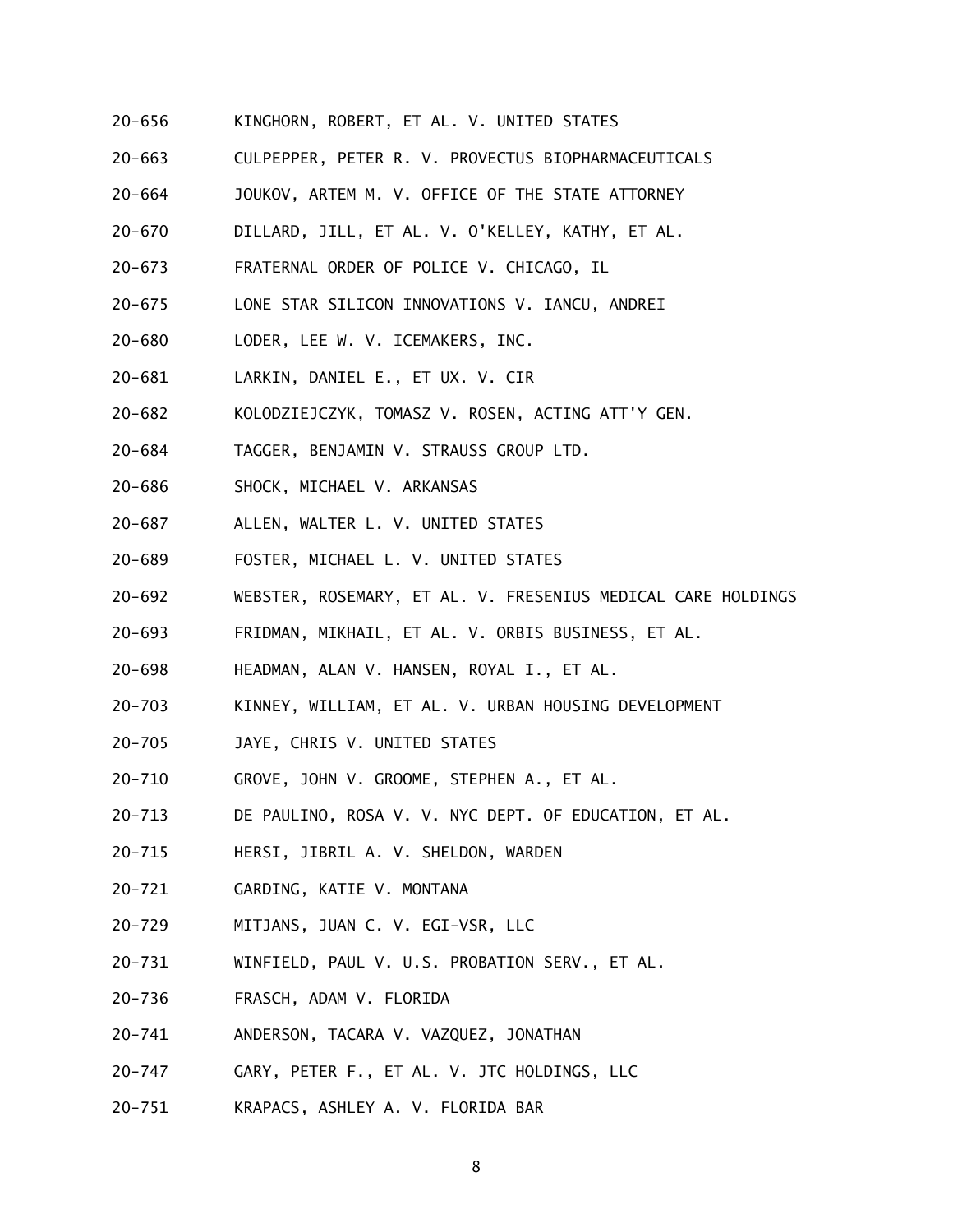20-656 KINGHORN, ROBERT, ET AL. V. UNITED STATES

20-663 CULPEPPER, PETER R. V. PROVECTUS BIOPHARMACEUTICALS

20-664 JOUKOV, ARTEM M. V. OFFICE OF THE STATE ATTORNEY

20-670 DILLARD, JILL, ET AL. V. O'KELLEY, KATHY, ET AL.

20-673 FRATERNAL ORDER OF POLICE V. CHICAGO, IL

20-675 LONE STAR SILICON INNOVATIONS V. IANCU, ANDREI

20-680 LODER, LEE W. V. ICEMAKERS, INC.

20-681 LARKIN, DANIEL E., ET UX. V. CIR

20-682 KOLODZIEJCZYK, TOMASZ V. ROSEN, ACTING ATT'Y GEN.

20-684 TAGGER, BENJAMIN V. STRAUSS GROUP LTD.

20-686 SHOCK, MICHAEL V. ARKANSAS

20-687 ALLEN, WALTER L. V. UNITED STATES

20-689 FOSTER, MICHAEL L. V. UNITED STATES

20-692 WEBSTER, ROSEMARY, ET AL. V. FRESENIUS MEDICAL CARE HOLDINGS

20-693 FRIDMAN, MIKHAIL, ET AL. V. ORBIS BUSINESS, ET AL.

20-698 HEADMAN, ALAN V. HANSEN, ROYAL I., ET AL.

20-703 KINNEY, WILLIAM, ET AL. V. URBAN HOUSING DEVELOPMENT

20-705 JAYE, CHRIS V. UNITED STATES

20-710 GROVE, JOHN V. GROOME, STEPHEN A., ET AL.

20-713 DE PAULINO, ROSA V. V. NYC DEPT. OF EDUCATION, ET AL.

20-715 HERSI, JIBRIL A. V. SHELDON, WARDEN

20-721 GARDING, KATIE V. MONTANA

20-729 MITJANS, JUAN C. V. EGI-VSR, LLC

20-731 WINFIELD, PAUL V. U.S. PROBATION SERV., ET AL.

20-736 FRASCH, ADAM V. FLORIDA

20-741 ANDERSON, TACARA V. VAZQUEZ, JONATHAN

20-747 GARY, PETER F., ET AL. V. JTC HOLDINGS, LLC

20-751 KRAPACS, ASHLEY A. V. FLORIDA BAR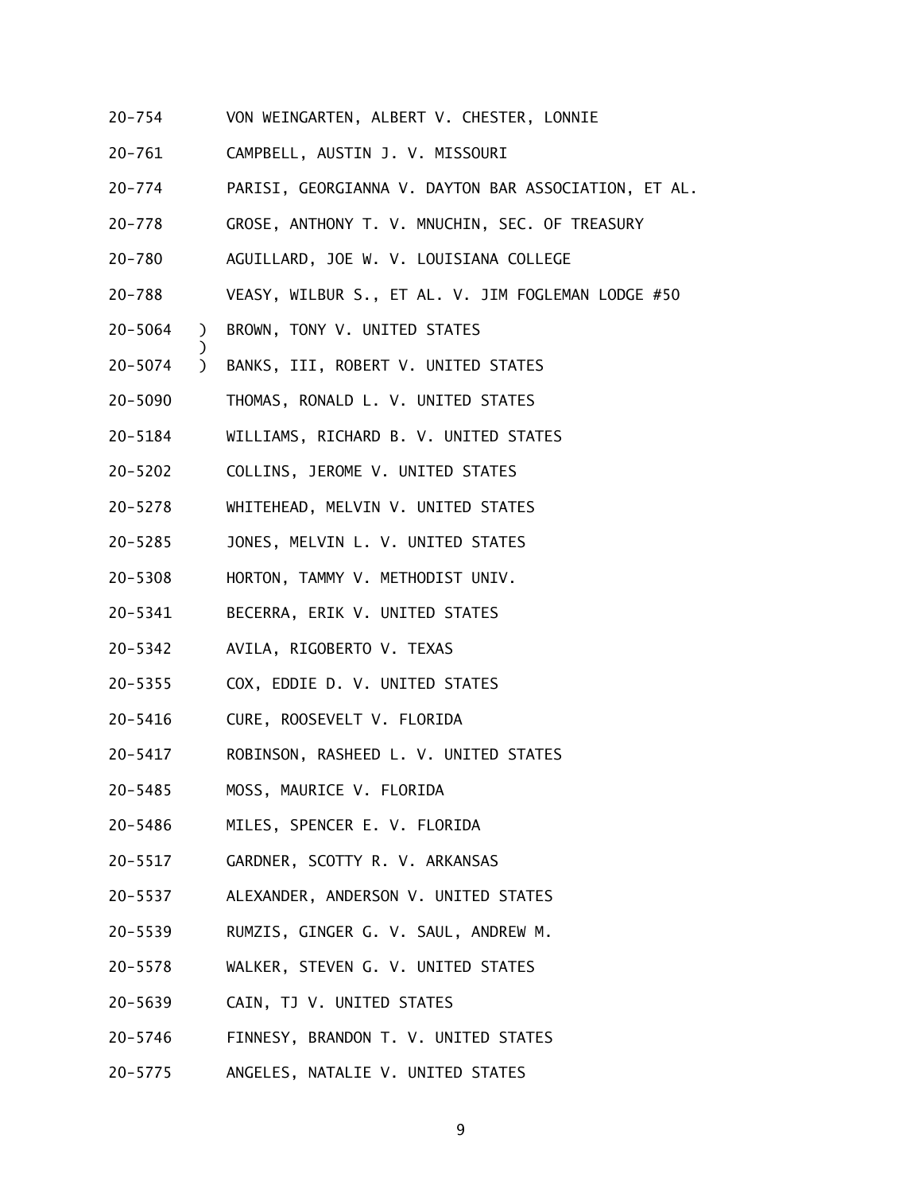20-754 VON WEINGARTEN, ALBERT V. CHESTER, LONNIE

20-761 CAMPBELL, AUSTIN J. V. MISSOURI

20-774 PARISI, GEORGIANNA V. DAYTON BAR ASSOCIATION, ET AL.

20-778 GROSE, ANTHONY T. V. MNUCHIN, SEC. OF TREASURY

20-780 AGUILLARD, JOE W. V. LOUISIANA COLLEGE

20-788 VEASY, WILBUR S., ET AL. V. JIM FOGLEMAN LODGE #50

20-5064 ) BROWN, TONY V. UNITED STATES
)
20-5074 ) BANKS, III, ROBERT V. UNITED STATES

20-5090 THOMAS, RONALD L. V. UNITED STATES

20-5184 WILLIAMS, RICHARD B. V. UNITED STATES

20-5202 COLLINS, JEROME V. UNITED STATES

20-5278 WHITEHEAD, MELVIN V. UNITED STATES

20-5285 JONES, MELVIN L. V. UNITED STATES

20-5308 HORTON, TAMMY V. METHODIST UNIV.

20-5341 BECERRA, ERIK V. UNITED STATES

20-5342 AVILA, RIGOBERTO V. TEXAS

20-5355 COX, EDDIE D. V. UNITED STATES

20-5416 CURE, ROOSEVELT V. FLORIDA

20-5417 ROBINSON, RASHEED L. V. UNITED STATES

20-5485 MOSS, MAURICE V. FLORIDA

20-5486 MILES, SPENCER E. V. FLORIDA

20-5517 GARDNER, SCOTTY R. V. ARKANSAS

20-5537 ALEXANDER, ANDERSON V. UNITED STATES

20-5539 RUMZIS, GINGER G. V. SAUL, ANDREW M.

20-5578 WALKER, STEVEN G. V. UNITED STATES

20-5639 CAIN, TJ V. UNITED STATES

20-5746 FINNESY, BRANDON T. V. UNITED STATES

20-5775 ANGELES, NATALIE V. UNITED STATES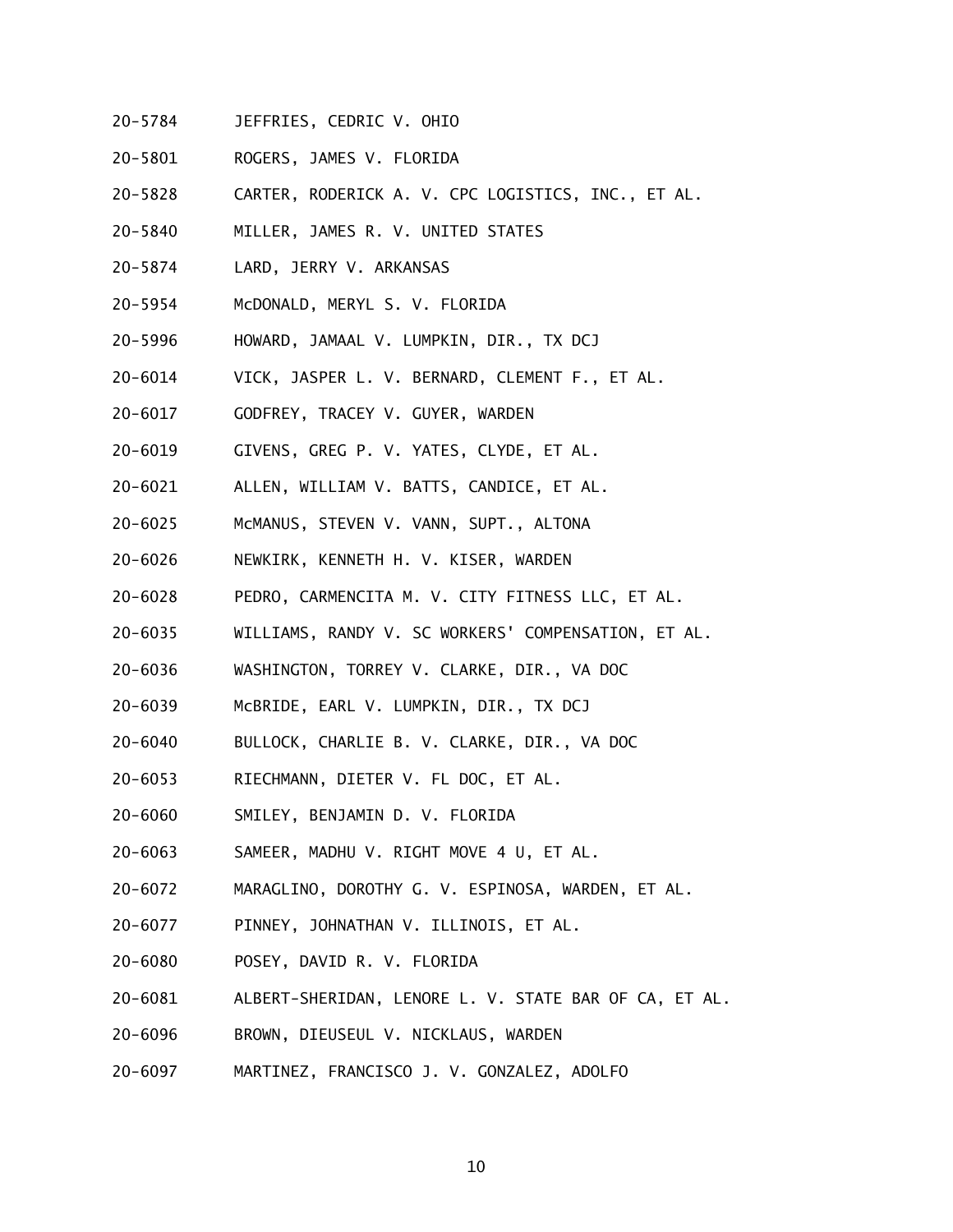20-5784 JEFFRIES, CEDRIC V. OHIO

20-5801 ROGERS, JAMES V. FLORIDA

20-5828 CARTER, RODERICK A. V. CPC LOGISTICS, INC., ET AL.

20-5840 MILLER, JAMES R. V. UNITED STATES

20-5874 LARD, JERRY V. ARKANSAS

20-5954 McDONALD, MERYL S. V. FLORIDA

20-5996 HOWARD, JAMAAL V. LUMPKIN, DIR., TX DCJ

20-6014 VICK, JASPER L. V. BERNARD, CLEMENT F., ET AL.

20-6017 GODFREY, TRACEY V. GUYER, WARDEN

20-6019 GIVENS, GREG P. V. YATES, CLYDE, ET AL.

20-6021 ALLEN, WILLIAM V. BATTS, CANDICE, ET AL.

20-6025 McMANUS, STEVEN V. VANN, SUPT., ALTONA

20-6026 NEWKIRK, KENNETH H. V. KISER, WARDEN

20-6028 PEDRO, CARMENCITA M. V. CITY FITNESS LLC, ET AL.

20-6035 WILLIAMS, RANDY V. SC WORKERS' COMPENSATION, ET AL.

20-6036 WASHINGTON, TORREY V. CLARKE, DIR., VA DOC

20-6039 McBRIDE, EARL V. LUMPKIN, DIR., TX DCJ

20-6040 BULLOCK, CHARLIE B. V. CLARKE, DIR., VA DOC

20-6053 RIECHMANN, DIETER V. FL DOC, ET AL.

20-6060 SMILEY, BENJAMIN D. V. FLORIDA

20-6063 SAMEER, MADHU V. RIGHT MOVE 4 U, ET AL.

20-6072 MARAGLINO, DOROTHY G. V. ESPINOSA, WARDEN, ET AL.

20-6077 PINNEY, JOHNATHAN V. ILLINOIS, ET AL.

20-6080 POSEY, DAVID R. V. FLORIDA

20-6081 ALBERT-SHERIDAN, LENORE L. V. STATE BAR OF CA, ET AL.

20-6096 BROWN, DIEUSEUL V. NICKLAUS, WARDEN

20-6097 MARTINEZ, FRANCISCO J. V. GONZALEZ, ADOLFO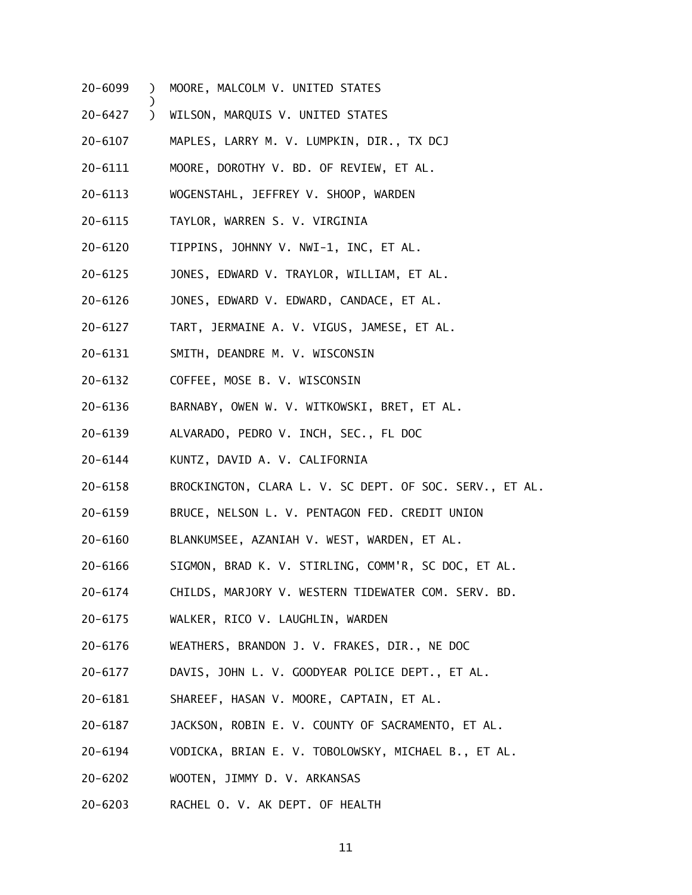20-6099 ) MOORE, MALCOLM V. UNITED STATES
)
20-6427 ) WILSON, MARQUIS V. UNITED STATES

20-6107 MAPLES, LARRY M. V. LUMPKIN, DIR., TX DCJ

20-6111 MOORE, DOROTHY V. BD. OF REVIEW, ET AL.

20-6113 WOGENSTAHL, JEFFREY V. SHOOP, WARDEN

20-6115 TAYLOR, WARREN S. V. VIRGINIA

20-6120 TIPPINS, JOHNNY V. NWI-1, INC, ET AL.

20-6125 JONES, EDWARD V. TRAYLOR, WILLIAM, ET AL.

20-6126 JONES, EDWARD V. EDWARD, CANDACE, ET AL.

20-6127 TART, JERMAINE A. V. VIGUS, JAMESE, ET AL.

20-6131 SMITH, DEANDRE M. V. WISCONSIN

20-6132 COFFEE, MOSE B. V. WISCONSIN

20-6136 BARNABY, OWEN W. V. WITKOWSKI, BRET, ET AL.

20-6139 ALVARADO, PEDRO V. INCH, SEC., FL DOC

20-6144 KUNTZ, DAVID A. V. CALIFORNIA

20-6158 BROCKINGTON, CLARA L. V. SC DEPT. OF SOC. SERV., ET AL.

20-6159 BRUCE, NELSON L. V. PENTAGON FED. CREDIT UNION

20-6160 BLANKUMSEE, AZANIAH V. WEST, WARDEN, ET AL.

20-6166 SIGMON, BRAD K. V. STIRLING, COMM'R, SC DOC, ET AL.

20-6174 CHILDS, MARJORY V. WESTERN TIDEWATER COM. SERV. BD.

20-6175 WALKER, RICO V. LAUGHLIN, WARDEN

20-6176 WEATHERS, BRANDON J. V. FRAKES, DIR., NE DOC

20-6177 DAVIS, JOHN L. V. GOODYEAR POLICE DEPT., ET AL.

20-6181 SHAREEF, HASAN V. MOORE, CAPTAIN, ET AL.

20-6187 JACKSON, ROBIN E. V. COUNTY OF SACRAMENTO, ET AL.

20-6194 VODICKA, BRIAN E. V. TOBOLOWSKY, MICHAEL B., ET AL.

20-6202 WOOTEN, JIMMY D. V. ARKANSAS

20-6203 RACHEL O. V. AK DEPT. OF HEALTH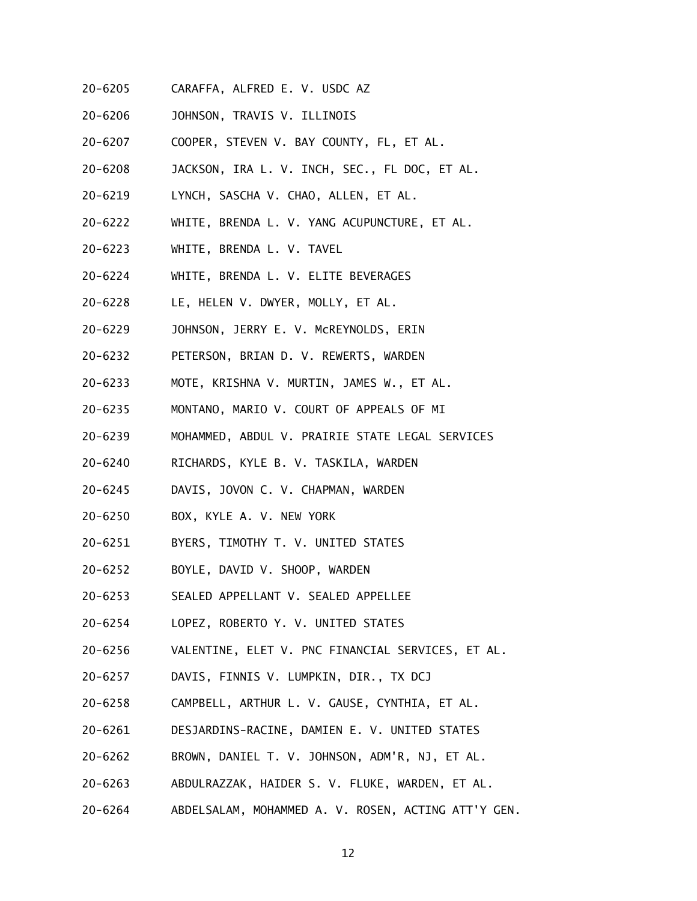20-6205 CARAFFA, ALFRED E. V. USDC AZ

20-6206 JOHNSON, TRAVIS V. ILLINOIS

20-6207 COOPER, STEVEN V. BAY COUNTY, FL, ET AL.

20-6208 JACKSON, IRA L. V. INCH, SEC., FL DOC, ET AL.

20-6219 LYNCH, SASCHA V. CHAO, ALLEN, ET AL.

20-6222 WHITE, BRENDA L. V. YANG ACUPUNCTURE, ET AL.

20-6223 WHITE, BRENDA L. V. TAVEL

20-6224 WHITE, BRENDA L. V. ELITE BEVERAGES

20-6228 LE, HELEN V. DWYER, MOLLY, ET AL.

20-6229 JOHNSON, JERRY E. V. McREYNOLDS, ERIN

20-6232 PETERSON, BRIAN D. V. REWERTS, WARDEN

20-6233 MOTE, KRISHNA V. MURTIN, JAMES W., ET AL.

20-6235 MONTANO, MARIO V. COURT OF APPEALS OF MI

20-6239 MOHAMMED, ABDUL V. PRAIRIE STATE LEGAL SERVICES

20-6240 RICHARDS, KYLE B. V. TASKILA, WARDEN

20-6245 DAVIS, JOVON C. V. CHAPMAN, WARDEN

20-6250 BOX, KYLE A. V. NEW YORK

20-6251 BYERS, TIMOTHY T. V. UNITED STATES

20-6252 BOYLE, DAVID V. SHOOP, WARDEN

20-6253 SEALED APPELLANT V. SEALED APPELLEE

20-6254 LOPEZ, ROBERTO Y. V. UNITED STATES

20-6256 VALENTINE, ELET V. PNC FINANCIAL SERVICES, ET AL.

20-6257 DAVIS, FINNIS V. LUMPKIN, DIR., TX DCJ

20-6258 CAMPBELL, ARTHUR L. V. GAUSE, CYNTHIA, ET AL.

20-6261 DESJARDINS-RACINE, DAMIEN E. V. UNITED STATES

20-6262 BROWN, DANIEL T. V. JOHNSON, ADM'R, NJ, ET AL.

20-6263 ABDULRAZZAK, HAIDER S. V. FLUKE, WARDEN, ET AL.

20-6264 ABDELSALAM, MOHAMMED A. V. ROSEN, ACTING ATT'Y GEN.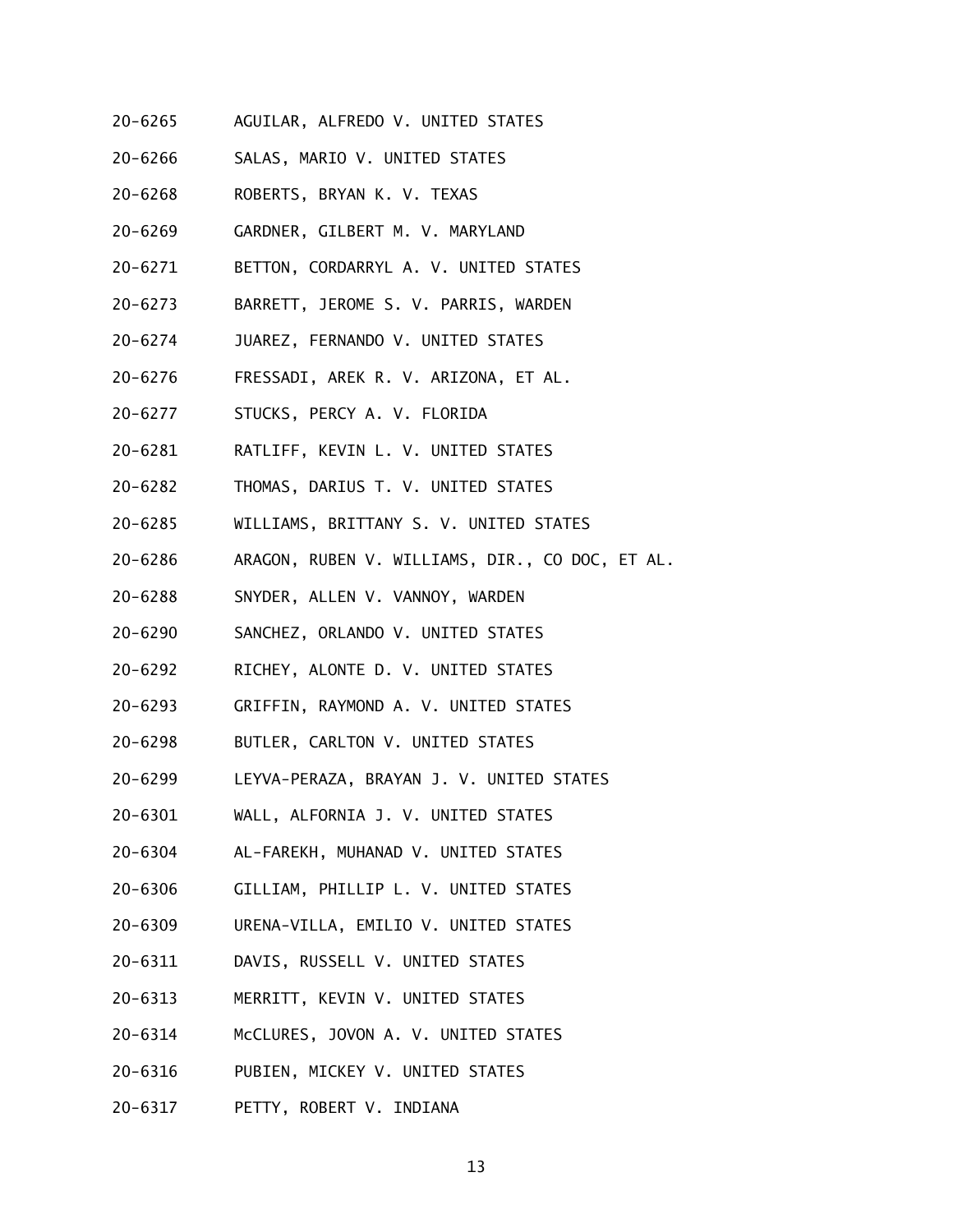20-6265 AGUILAR, ALFREDO V. UNITED STATES

20-6266 SALAS, MARIO V. UNITED STATES

20-6268 ROBERTS, BRYAN K. V. TEXAS

20-6269 GARDNER, GILBERT M. V. MARYLAND

20-6271 BETTON, CORDARRYL A. V. UNITED STATES

20-6273 BARRETT, JEROME S. V. PARRIS, WARDEN

20-6274 JUAREZ, FERNANDO V. UNITED STATES

20-6276 FRESSADI, AREK R. V. ARIZONA, ET AL.

20-6277 STUCKS, PERCY A. V. FLORIDA

20-6281 RATLIFF, KEVIN L. V. UNITED STATES

20-6282 THOMAS, DARIUS T. V. UNITED STATES

20-6285 WILLIAMS, BRITTANY S. V. UNITED STATES

20-6286 ARAGON, RUBEN V. WILLIAMS, DIR., CO DOC, ET AL.

20-6288 SNYDER, ALLEN V. VANNOY, WARDEN

20-6290 SANCHEZ, ORLANDO V. UNITED STATES

20-6292 RICHEY, ALONTE D. V. UNITED STATES

20-6293 GRIFFIN, RAYMOND A. V. UNITED STATES

20-6298 BUTLER, CARLTON V. UNITED STATES

20-6299 LEYVA-PERAZA, BRAYAN J. V. UNITED STATES

20-6301 WALL, ALFORNIA J. V. UNITED STATES

20-6304 AL-FAREKH, MUHANAD V. UNITED STATES

20-6306 GILLIAM, PHILLIP L. V. UNITED STATES

20-6309 URENA-VILLA, EMILIO V. UNITED STATES

20-6311 DAVIS, RUSSELL V. UNITED STATES

20-6313 MERRITT, KEVIN V. UNITED STATES

20-6314 McCLURES, JOVON A. V. UNITED STATES

20-6316 PUBIEN, MICKEY V. UNITED STATES

20-6317 PETTY, ROBERT V. INDIANA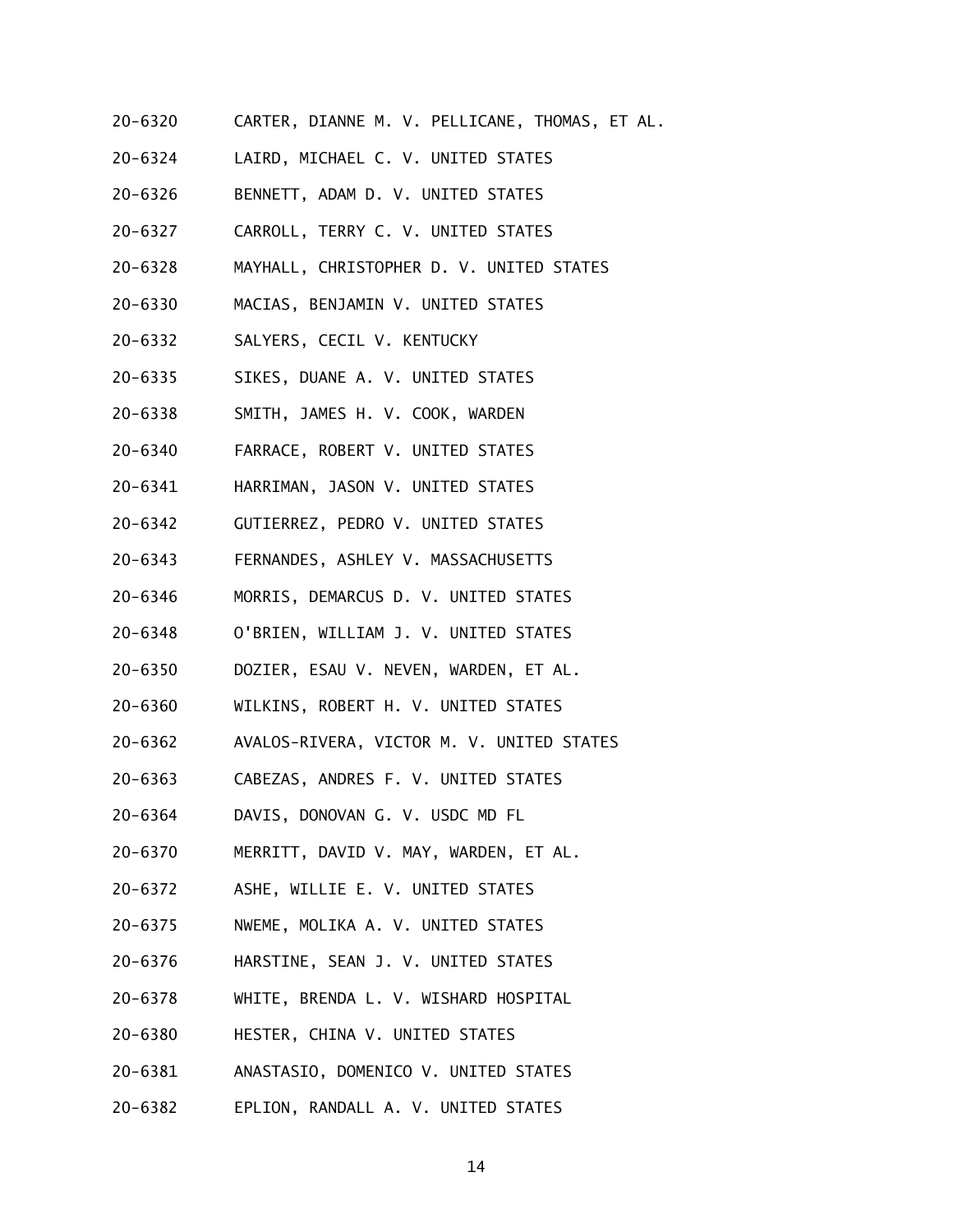20-6320 CARTER, DIANNE M. V. PELLICANE, THOMAS, ET AL.

20-6324 LAIRD, MICHAEL C. V. UNITED STATES

20-6326 BENNETT, ADAM D. V. UNITED STATES

20-6327 CARROLL, TERRY C. V. UNITED STATES

20-6328 MAYHALL, CHRISTOPHER D. V. UNITED STATES

20-6330 MACIAS, BENJAMIN V. UNITED STATES

20-6332 SALYERS, CECIL V. KENTUCKY

20-6335 SIKES, DUANE A. V. UNITED STATES

20-6338 SMITH, JAMES H. V. COOK, WARDEN

20-6340 FARRACE, ROBERT V. UNITED STATES

20-6341 HARRIMAN, JASON V. UNITED STATES

20-6342 GUTIERREZ, PEDRO V. UNITED STATES

20-6343 FERNANDES, ASHLEY V. MASSACHUSETTS

20-6346 MORRIS, DEMARCUS D. V. UNITED STATES

20-6348 O'BRIEN, WILLIAM J. V. UNITED STATES

20-6350 DOZIER, ESAU V. NEVEN, WARDEN, ET AL.

20-6360 WILKINS, ROBERT H. V. UNITED STATES

20-6362 AVALOS-RIVERA, VICTOR M. V. UNITED STATES

20-6363 CABEZAS, ANDRES F. V. UNITED STATES

20-6364 DAVIS, DONOVAN G. V. USDC MD FL

20-6370 MERRITT, DAVID V. MAY, WARDEN, ET AL.

20-6372 ASHE, WILLIE E. V. UNITED STATES

20-6375 NWEME, MOLIKA A. V. UNITED STATES

20-6376 HARSTINE, SEAN J. V. UNITED STATES

20-6378 WHITE, BRENDA L. V. WISHARD HOSPITAL

20-6380 HESTER, CHINA V. UNITED STATES

20-6381 ANASTASIO, DOMENICO V. UNITED STATES

20-6382 EPLION, RANDALL A. V. UNITED STATES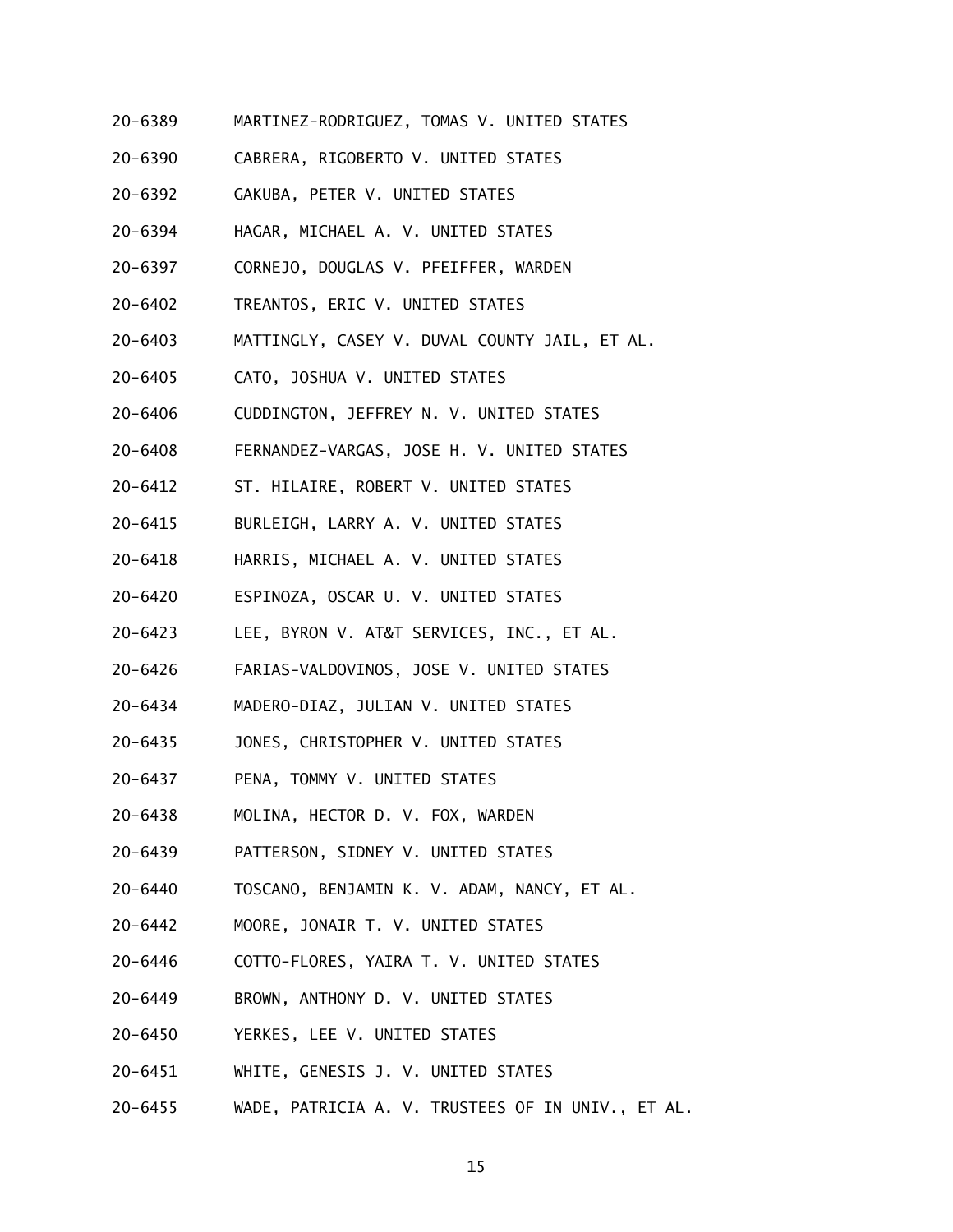20-6389 MARTINEZ-RODRIGUEZ, TOMAS V. UNITED STATES

20-6390 CABRERA, RIGOBERTO V. UNITED STATES

20-6392 GAKUBA, PETER V. UNITED STATES

20-6394 HAGAR, MICHAEL A. V. UNITED STATES

20-6397 CORNEJO, DOUGLAS V. PFEIFFER, WARDEN

20-6402 TREANTOS, ERIC V. UNITED STATES

20-6403 MATTINGLY, CASEY V. DUVAL COUNTY JAIL, ET AL.

20-6405 CATO, JOSHUA V. UNITED STATES

20-6406 CUDDINGTON, JEFFREY N. V. UNITED STATES

20-6408 FERNANDEZ-VARGAS, JOSE H. V. UNITED STATES

20-6412 ST. HILAIRE, ROBERT V. UNITED STATES

20-6415 BURLEIGH, LARRY A. V. UNITED STATES

20-6418 HARRIS, MICHAEL A. V. UNITED STATES

20-6420 ESPINOZA, OSCAR U. V. UNITED STATES

20-6423 LEE, BYRON V. AT&T SERVICES, INC., ET AL.

20-6426 FARIAS-VALDOVINOS, JOSE V. UNITED STATES

20-6434 MADERO-DIAZ, JULIAN V. UNITED STATES

20-6435 JONES, CHRISTOPHER V. UNITED STATES

20-6437 PENA, TOMMY V. UNITED STATES

20-6438 MOLINA, HECTOR D. V. FOX, WARDEN

20-6439 PATTERSON, SIDNEY V. UNITED STATES

20-6440 TOSCANO, BENJAMIN K. V. ADAM, NANCY, ET AL.

20-6442 MOORE, JONAIR T. V. UNITED STATES

20-6446 COTTO-FLORES, YAIRA T. V. UNITED STATES

20-6449 BROWN, ANTHONY D. V. UNITED STATES

20-6450 YERKES, LEE V. UNITED STATES

20-6451 WHITE, GENESIS J. V. UNITED STATES

20-6455 WADE, PATRICIA A. V. TRUSTEES OF IN UNIV., ET AL.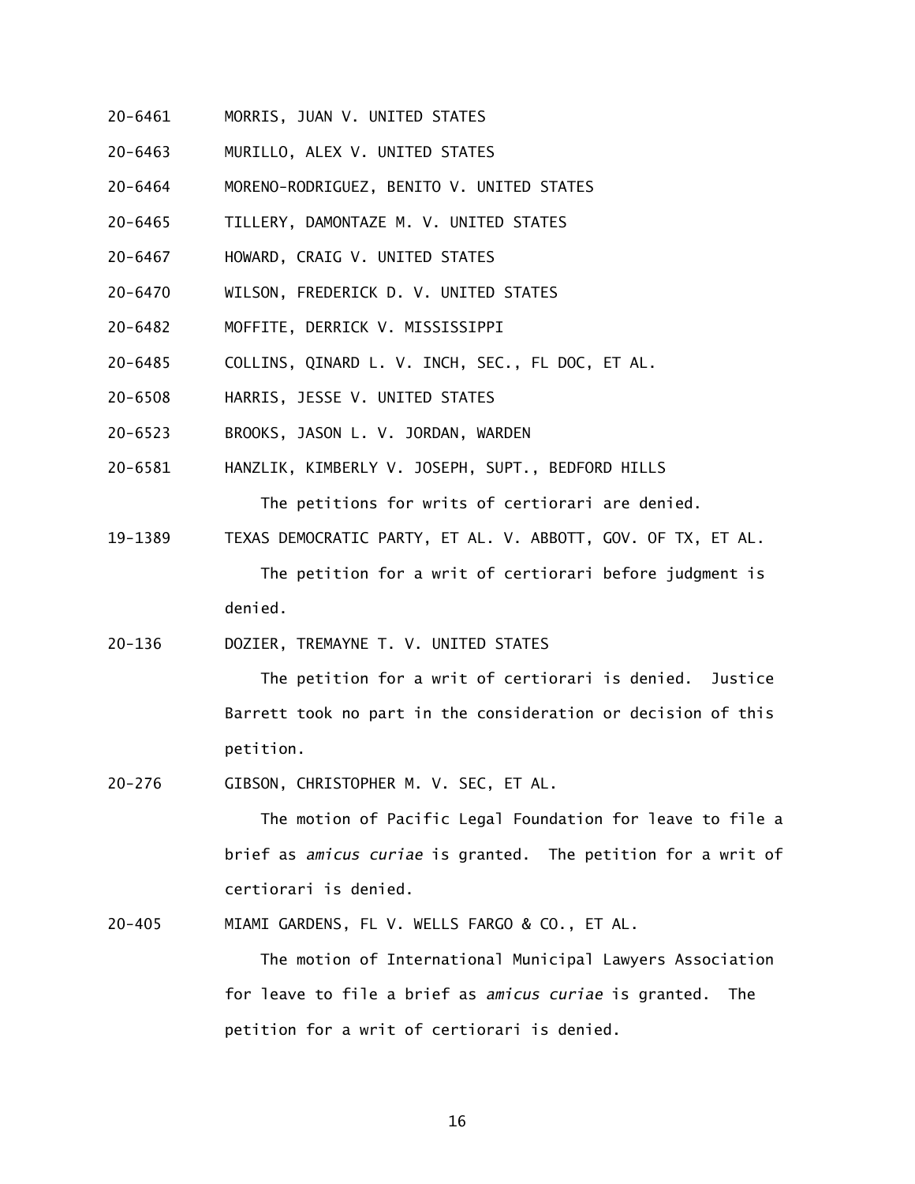20-6461 MORRIS, JUAN V. UNITED STATES

20-6463 MURILLO, ALEX V. UNITED STATES

20-6464 MORENO-RODRIGUEZ, BENITO V. UNITED STATES

20-6465 TILLERY, DAMONTAZE M. V. UNITED STATES

20-6467 HOWARD, CRAIG V. UNITED STATES

20-6470 WILSON, FREDERICK D. V. UNITED STATES

20-6482 MOFFITE, DERRICK V. MISSISSIPPI

20-6485 COLLINS, QINARD L. V. INCH, SEC., FL DOC, ET AL.

20-6508 HARRIS, JESSE V. UNITED STATES

20-6523 BROOKS, JASON L. V. JORDAN, WARDEN

20-6581 HANZLIK, KIMBERLY V. JOSEPH, SUPT., BEDFORD HILLS

The petitions for writs of certiorari are denied.

19-1389 TEXAS DEMOCRATIC PARTY, ET AL. V. ABBOTT, GOV. OF TX, ET AL.

The petition for a writ of certiorari before judgment is denied.

20-136 DOZIER, TREMAYNE T. V. UNITED STATES

The petition for a writ of certiorari is denied. Justice Barrett took no part in the consideration or decision of this petition.

20-276 GIBSON, CHRISTOPHER M. V. SEC, ET AL.

The motion of Pacific Legal Foundation for leave to file a brief as *amicus curiae* is granted. The petition for a writ of certiorari is denied.

20-405 MIAMI GARDENS, FL V. WELLS FARGO & CO., ET AL.

The motion of International Municipal Lawyers Association for leave to file a brief as *amicus curiae* is granted. The petition for a writ of certiorari is denied.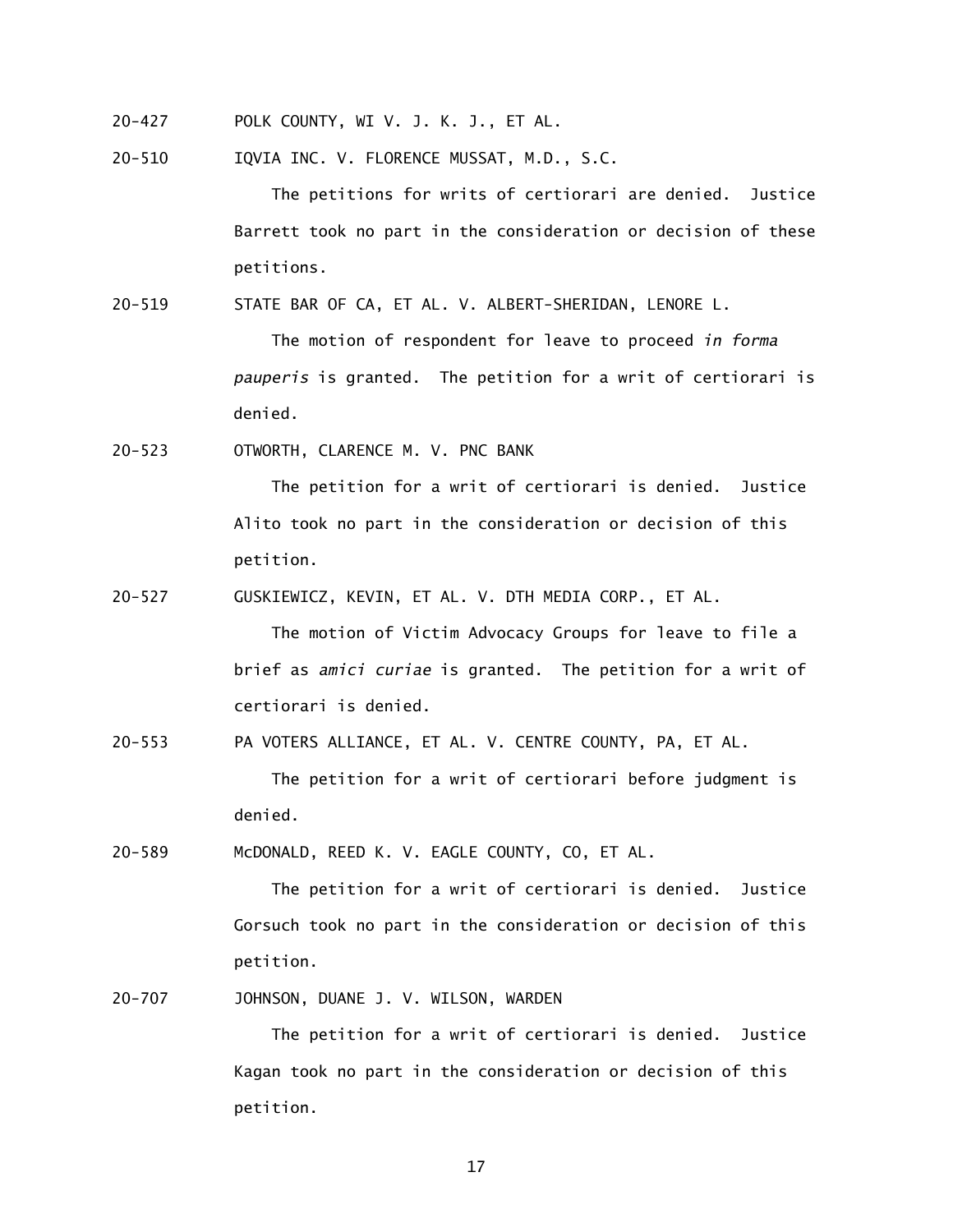20-427 POLK COUNTY, WI V. J. K. J., ET AL.

20-510 IQVIA INC. V. FLORENCE MUSSAT, M.D., S.C.

The petitions for writs of certiorari are denied. Justice Barrett took no part in the consideration or decision of these petitions.

20-519 STATE BAR OF CA, ET AL. V. ALBERT-SHERIDAN, LENORE L.

The motion of respondent for leave to proceed *in forma pauperis* is granted. The petition for a writ of certiorari is denied.

20-523 OTWORTH, CLARENCE M. V. PNC BANK

The petition for a writ of certiorari is denied. Justice Alito took no part in the consideration or decision of this petition.

20-527 GUSKIEWICZ, KEVIN, ET AL. V. DTH MEDIA CORP., ET AL.

The motion of Victim Advocacy Groups for leave to file a brief as *amici curiae* is granted. The petition for a writ of certiorari is denied.

20-553 PA VOTERS ALLIANCE, ET AL. V. CENTRE COUNTY, PA, ET AL.

The petition for a writ of certiorari before judgment is denied.

20-589 McDONALD, REED K. V. EAGLE COUNTY, CO, ET AL.

The petition for a writ of certiorari is denied. Justice Gorsuch took no part in the consideration or decision of this petition.

20-707 JOHNSON, DUANE J. V. WILSON, WARDEN

The petition for a writ of certiorari is denied. Justice Kagan took no part in the consideration or decision of this petition.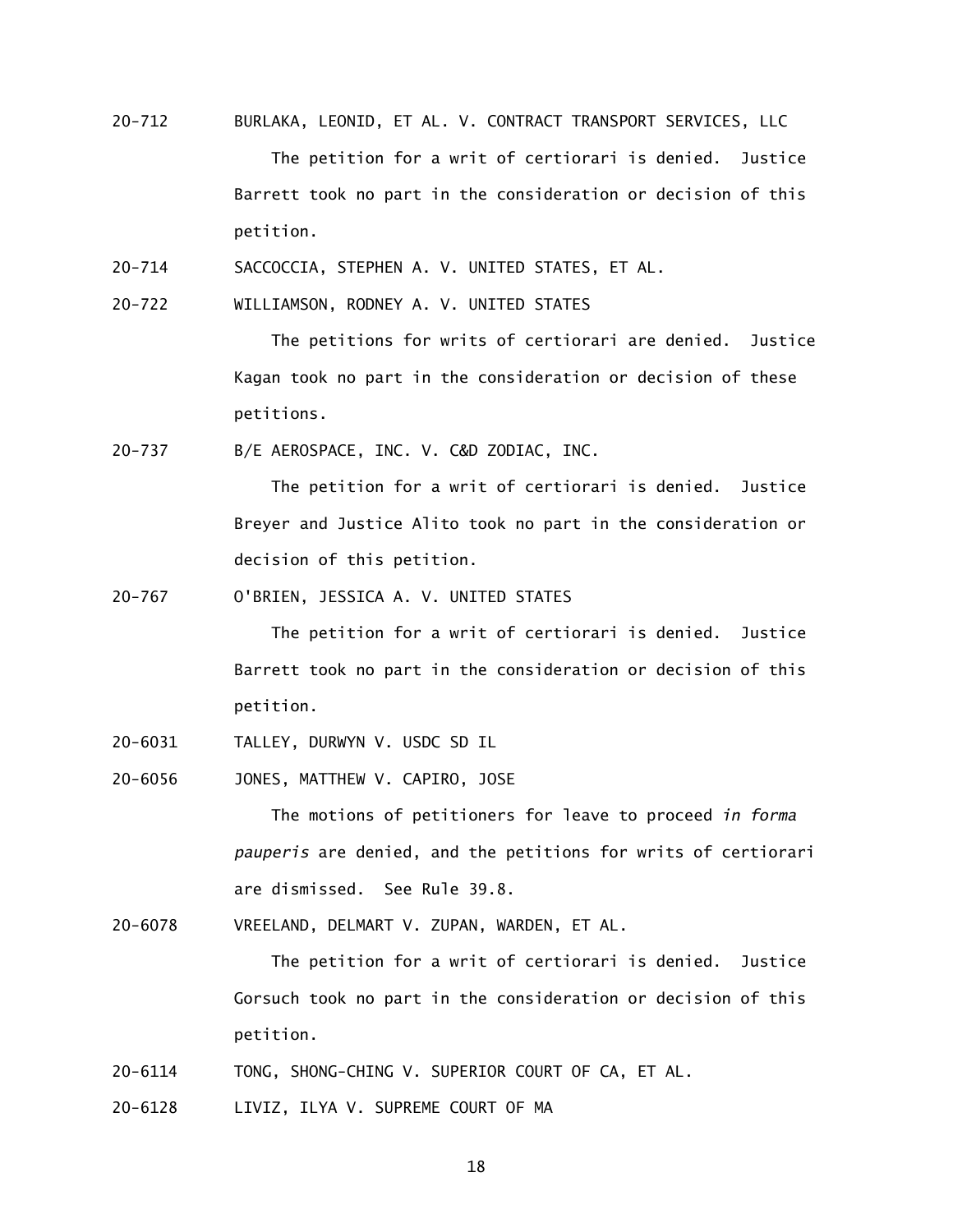20-712 BURLAKA, LEONID, ET AL. V. CONTRACT TRANSPORT SERVICES, LLC

The petition for a writ of certiorari is denied. Justice Barrett took no part in the consideration or decision of this petition.

20-714 SACCOCCIA, STEPHEN A. V. UNITED STATES, ET AL.

20-722 WILLIAMSON, RODNEY A. V. UNITED STATES

The petitions for writs of certiorari are denied. Justice Kagan took no part in the consideration or decision of these petitions.

20-737 B/E AEROSPACE, INC. V. C&D ZODIAC, INC.

The petition for a writ of certiorari is denied. Justice Breyer and Justice Alito took no part in the consideration or decision of this petition.

20-767 O'BRIEN, JESSICA A. V. UNITED STATES

The petition for a writ of certiorari is denied. Justice Barrett took no part in the consideration or decision of this petition.

20-6031 TALLEY, DURWYN V. USDC SD IL

20-6056 JONES, MATTHEW V. CAPIRO, JOSE

The motions of petitioners for leave to proceed *in forma pauperis* are denied, and the petitions for writs of certiorari are dismissed. See Rule 39.8.

20-6078 VREELAND, DELMART V. ZUPAN, WARDEN, ET AL.

The petition for a writ of certiorari is denied. Justice Gorsuch took no part in the consideration or decision of this petition.

20-6114 TONG, SHONG-CHING V. SUPERIOR COURT OF CA, ET AL.

20-6128 LIVIZ, ILYA V. SUPREME COURT OF MA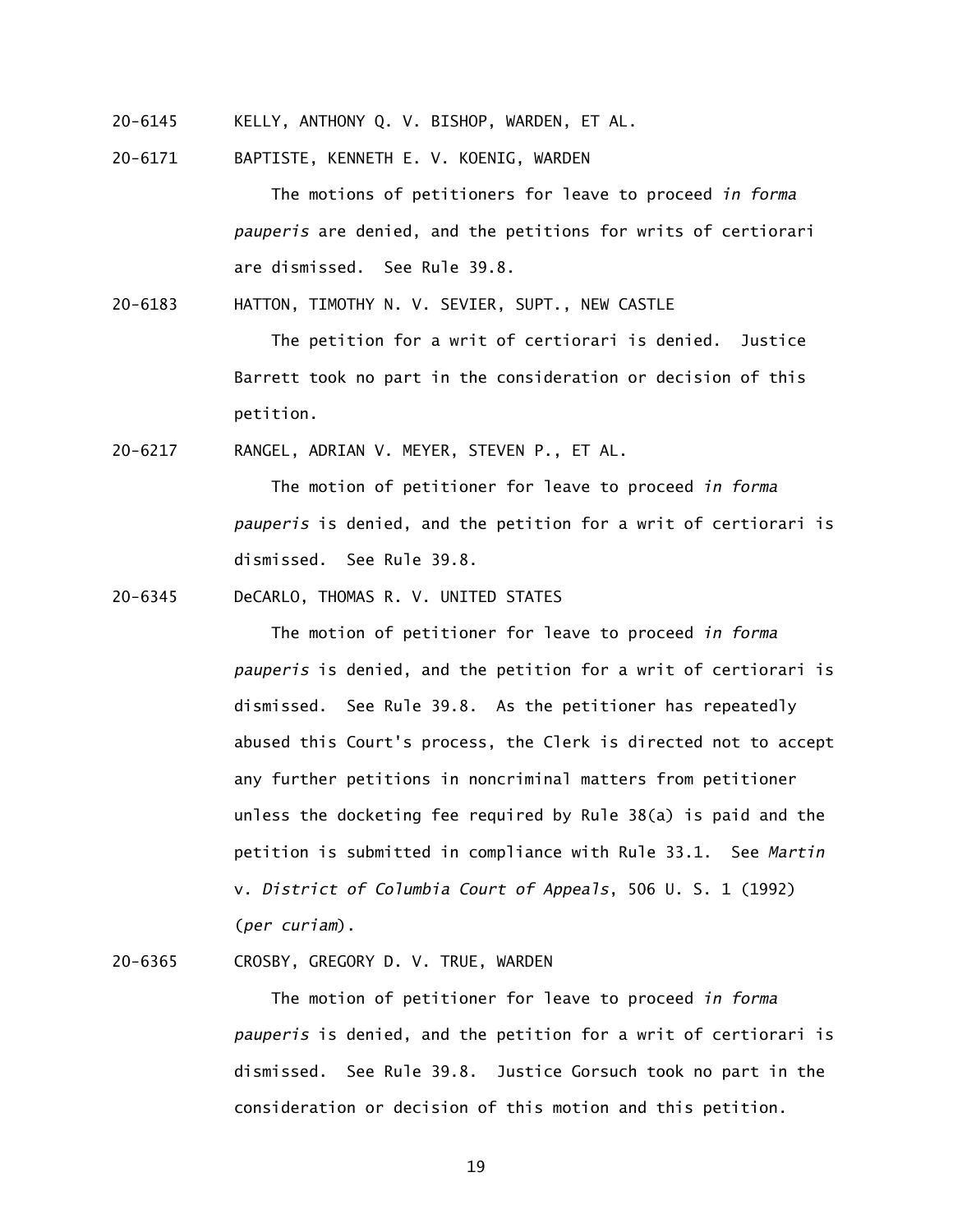20-6145 KELLY, ANTHONY Q. V. BISHOP, WARDEN, ET AL.

20-6171 BAPTISTE, KENNETH E. V. KOENIG, WARDEN

The motions of petitioners for leave to proceed *in forma pauperis* are denied, and the petitions for writs of certiorari are dismissed. See Rule 39.8.

20-6183 HATTON, TIMOTHY N. V. SEVIER, SUPT., NEW CASTLE

The petition for a writ of certiorari is denied. Justice Barrett took no part in the consideration or decision of this petition.

20-6217 RANGEL, ADRIAN V. MEYER, STEVEN P., ET AL.

The motion of petitioner for leave to proceed *in forma pauperis* is denied, and the petition for a writ of certiorari is dismissed. See Rule 39.8.

20-6345 DeCARLO, THOMAS R. V. UNITED STATES

The motion of petitioner for leave to proceed *in forma pauperis* is denied, and the petition for a writ of certiorari is dismissed. See Rule 39.8. As the petitioner has repeatedly abused this Court's process, the Clerk is directed not to accept any further petitions in noncriminal matters from petitioner unless the docketing fee required by Rule 38(a) is paid and the petition is submitted in compliance with Rule 33.1. See *Martin* v. *District of Columbia Court of Appeals*, 506 U. S. 1 (1992) (*per curiam*).

20-6365 CROSBY, GREGORY D. V. TRUE, WARDEN

The motion of petitioner for leave to proceed *in forma pauperis* is denied, and the petition for a writ of certiorari is dismissed. See Rule 39.8. Justice Gorsuch took no part in the consideration or decision of this motion and this petition.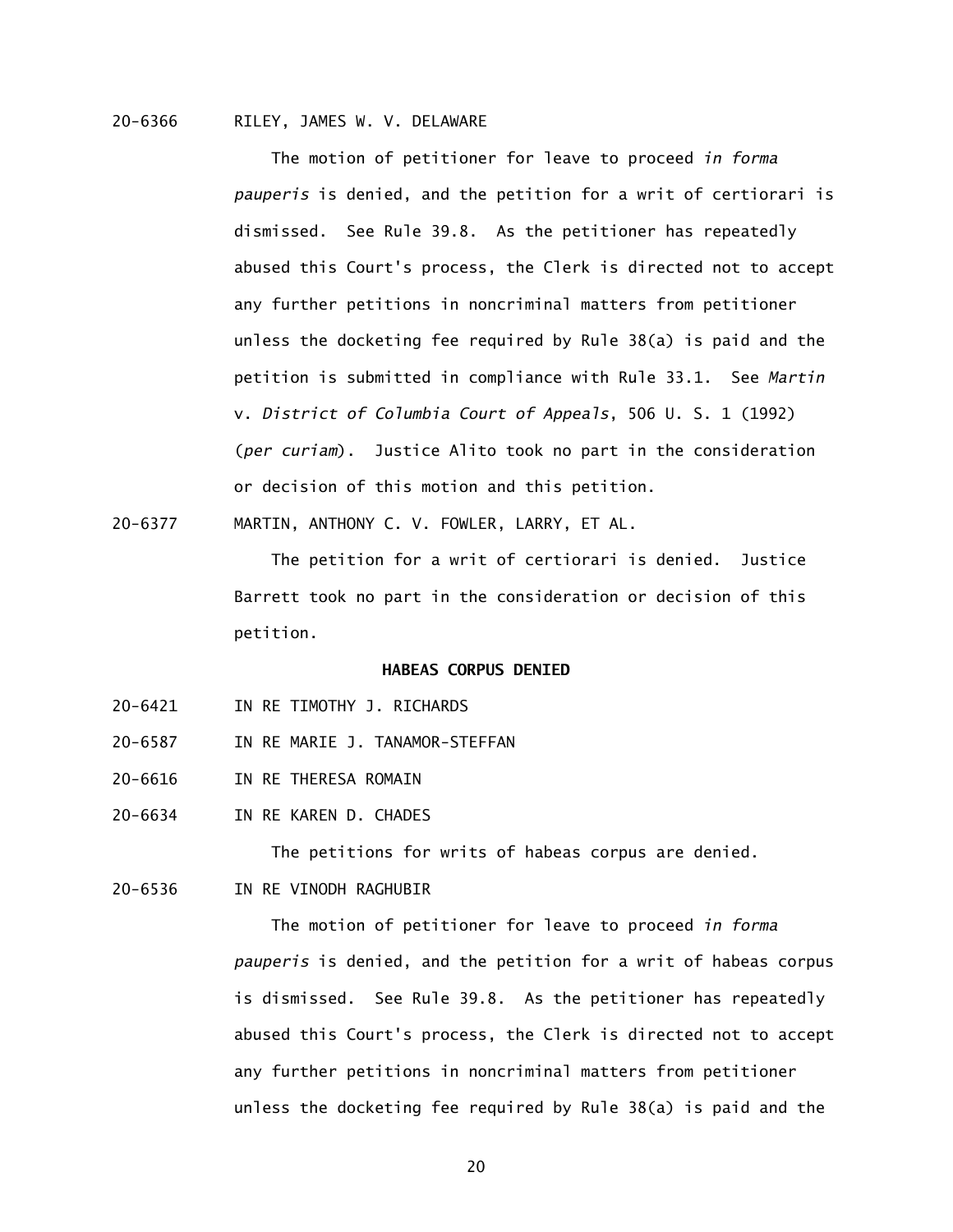20-6366 RILEY, JAMES W. V. DELAWARE

The motion of petitioner for leave to proceed *in forma pauperis* is denied, and the petition for a writ of certiorari is dismissed. See Rule 39.8. As the petitioner has repeatedly abused this Court's process, the Clerk is directed not to accept any further petitions in noncriminal matters from petitioner unless the docketing fee required by Rule 38(a) is paid and the petition is submitted in compliance with Rule 33.1. See *Martin* v. *District of Columbia Court of Appeals*, 506 U. S. 1 (1992) (*per curiam*). Justice Alito took no part in the consideration or decision of this motion and this petition.

20-6377 MARTIN, ANTHONY C. V. FOWLER, LARRY, ET AL.

The petition for a writ of certiorari is denied. Justice Barrett took no part in the consideration or decision of this petition.

**HABEAS CORPUS DENIED**

20-6421 IN RE TIMOTHY J. RICHARDS

20-6587 IN RE MARIE J. TANAMOR-STEFFAN

20-6616 IN RE THERESA ROMAIN

20-6634 IN RE KAREN D. CHADES

The petitions for writs of habeas corpus are denied.

20-6536 IN RE VINODH RAGHUBIR

The motion of petitioner for leave to proceed *in forma pauperis* is denied, and the petition for a writ of habeas corpus is dismissed. See Rule 39.8. As the petitioner has repeatedly abused this Court's process, the Clerk is directed not to accept any further petitions in noncriminal matters from petitioner unless the docketing fee required by Rule 38(a) is paid and the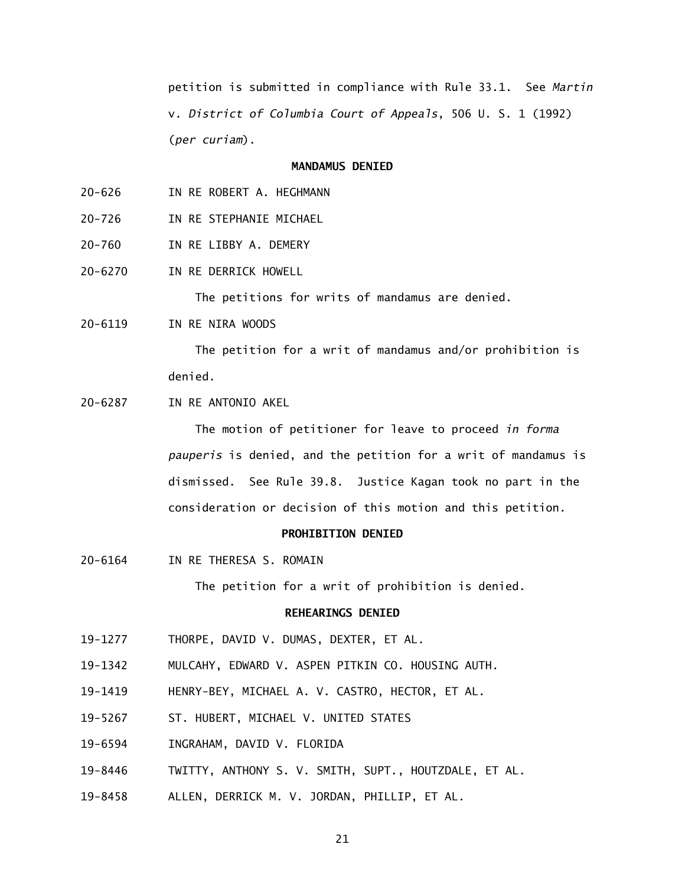petition is submitted in compliance with Rule 33.1. See *Martin* v. *District of Columbia Court of Appeals*, 506 U. S. 1 (1992) (*per curiam*).

**MANDAMUS DENIED**

20-626 IN RE ROBERT A. HEGHMANN

20-726 IN RE STEPHANIE MICHAEL

20-760 IN RE LIBBY A. DEMERY

20-6270 IN RE DERRICK HOWELL

The petitions for writs of mandamus are denied.

20-6119 IN RE NIRA WOODS

The petition for a writ of mandamus and/or prohibition is denied.

20-6287 IN RE ANTONIO AKEL

The motion of petitioner for leave to proceed *in forma pauperis* is denied, and the petition for a writ of mandamus is dismissed. See Rule 39.8. Justice Kagan took no part in the consideration or decision of this motion and this petition.

**PROHIBITION DENIED**

20-6164 IN RE THERESA S. ROMAIN

The petition for a writ of prohibition is denied.

**REHEARINGS DENIED**

19-1277 THORPE, DAVID V. DUMAS, DEXTER, ET AL.

19-1342 MULCAHY, EDWARD V. ASPEN PITKIN CO. HOUSING AUTH.

19-1419 HENRY-BEY, MICHAEL A. V. CASTRO, HECTOR, ET AL.

19-5267 ST. HUBERT, MICHAEL V. UNITED STATES

19-6594 INGRAHAM, DAVID V. FLORIDA

19-8446 TWITTY, ANTHONY S. V. SMITH, SUPT., HOUTZDALE, ET AL.

19-8458 ALLEN, DERRICK M. V. JORDAN, PHILLIP, ET AL.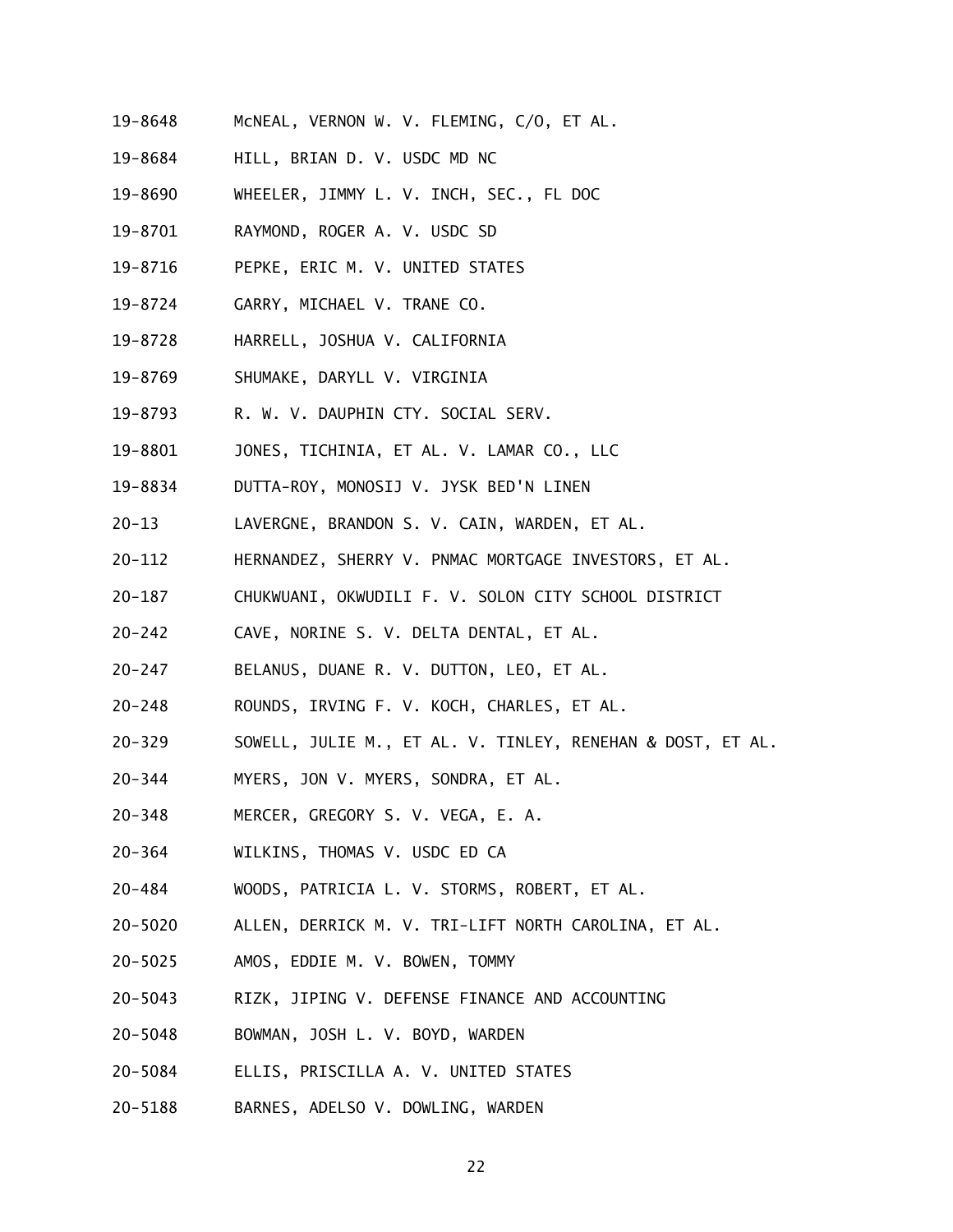19-8648 McNEAL, VERNON W. V. FLEMING, C/O, ET AL.

19-8684 HILL, BRIAN D. V. USDC MD NC

19-8690 WHEELER, JIMMY L. V. INCH, SEC., FL DOC

19-8701 RAYMOND, ROGER A. V. USDC SD

19-8716 PEPKE, ERIC M. V. UNITED STATES

19-8724 GARRY, MICHAEL V. TRANE CO.

19-8728 HARRELL, JOSHUA V. CALIFORNIA

19-8769 SHUMAKE, DARYLL V. VIRGINIA

19-8793 R. W. V. DAUPHIN CTY. SOCIAL SERV.

19-8801 JONES, TICHINIA, ET AL. V. LAMAR CO., LLC

19-8834 DUTTA-ROY, MONOSIJ V. JYSK BED'N LINEN

20-13 LAVERGNE, BRANDON S. V. CAIN, WARDEN, ET AL.

20-112 HERNANDEZ, SHERRY V. PNMAC MORTGAGE INVESTORS, ET AL.

20-187 CHUKWUANI, OKWUDILI F. V. SOLON CITY SCHOOL DISTRICT

20-242 CAVE, NORINE S. V. DELTA DENTAL, ET AL.

20-247 BELANUS, DUANE R. V. DUTTON, LEO, ET AL.

20-248 ROUNDS, IRVING F. V. KOCH, CHARLES, ET AL.

20-329 SOWELL, JULIE M., ET AL. V. TINLEY, RENEHAN & DOST, ET AL.

20-344 MYERS, JON V. MYERS, SONDRA, ET AL.

20-348 MERCER, GREGORY S. V. VEGA, E. A.

20-364 WILKINS, THOMAS V. USDC ED CA

20-484 WOODS, PATRICIA L. V. STORMS, ROBERT, ET AL.

20-5020 ALLEN, DERRICK M. V. TRI-LIFT NORTH CAROLINA, ET AL.

20-5025 AMOS, EDDIE M. V. BOWEN, TOMMY

20-5043 RIZK, JIPING V. DEFENSE FINANCE AND ACCOUNTING

20-5048 BOWMAN, JOSH L. V. BOYD, WARDEN

20-5084 ELLIS, PRISCILLA A. V. UNITED STATES

20-5188 BARNES, ADELSO V. DOWLING, WARDEN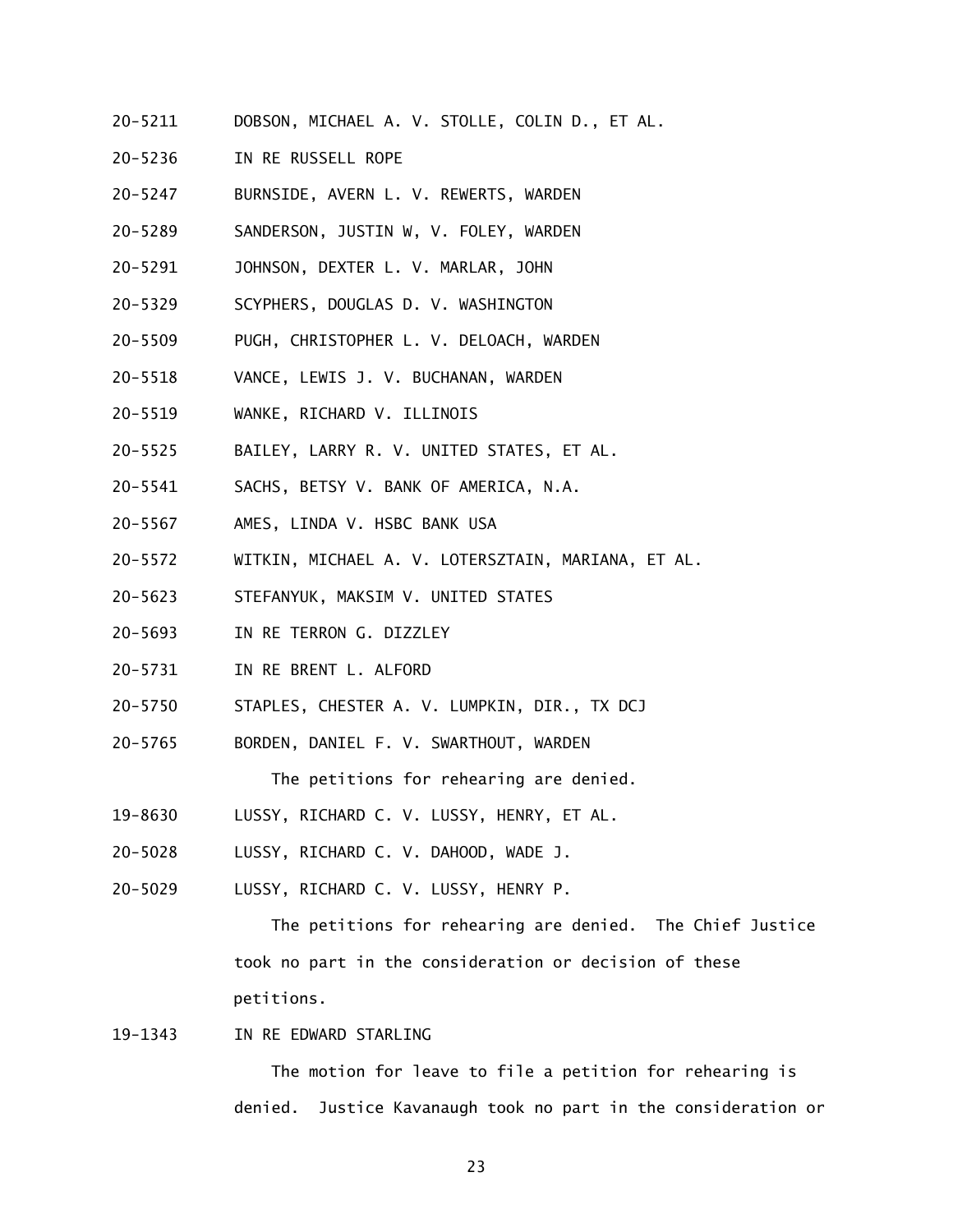20-5211 DOBSON, MICHAEL A. V. STOLLE, COLIN D., ET AL.

20-5236 IN RE RUSSELL ROPE

20-5247 BURNSIDE, AVERN L. V. REWERTS, WARDEN

20-5289 SANDERSON, JUSTIN W, V. FOLEY, WARDEN

20-5291 JOHNSON, DEXTER L. V. MARLAR, JOHN

20-5329 SCYPHERS, DOUGLAS D. V. WASHINGTON

20-5509 PUGH, CHRISTOPHER L. V. DELOACH, WARDEN

20-5518 VANCE, LEWIS J. V. BUCHANAN, WARDEN

20-5519 WANKE, RICHARD V. ILLINOIS

20-5525 BAILEY, LARRY R. V. UNITED STATES, ET AL.

20-5541 SACHS, BETSY V. BANK OF AMERICA, N.A.

20-5567 AMES, LINDA V. HSBC BANK USA

20-5572 WITKIN, MICHAEL A. V. LOTERSZTAIN, MARIANA, ET AL.

20-5623 STEFANYUK, MAKSIM V. UNITED STATES

20-5693 IN RE TERRON G. DIZZLEY

20-5731 IN RE BRENT L. ALFORD

20-5750 STAPLES, CHESTER A. V. LUMPKIN, DIR., TX DCJ

20-5765 BORDEN, DANIEL F. V. SWARTHOUT, WARDEN

The petitions for rehearing are denied.

19-8630 LUSSY, RICHARD C. V. LUSSY, HENRY, ET AL.

20-5028 LUSSY, RICHARD C. V. DAHOOD, WADE J.

20-5029 LUSSY, RICHARD C. V. LUSSY, HENRY P.

The petitions for rehearing are denied. The Chief Justice took no part in the consideration or decision of these petitions.

19-1343 IN RE EDWARD STARLING

The motion for leave to file a petition for rehearing is denied. Justice Kavanaugh took no part in the consideration or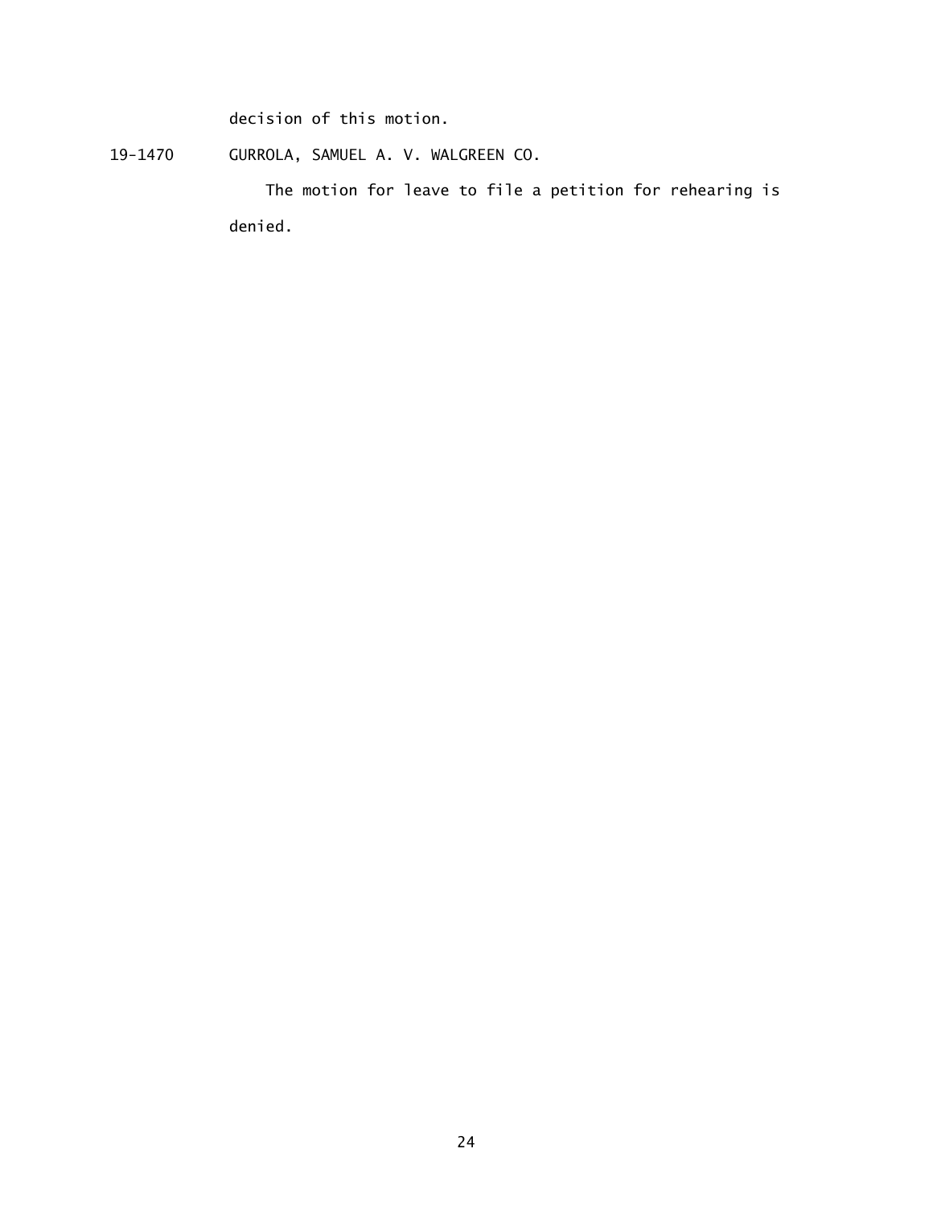decision of this motion.

19-1470 GURROLA, SAMUEL A. V. WALGREEN CO.

The motion for leave to file a petition for rehearing is denied.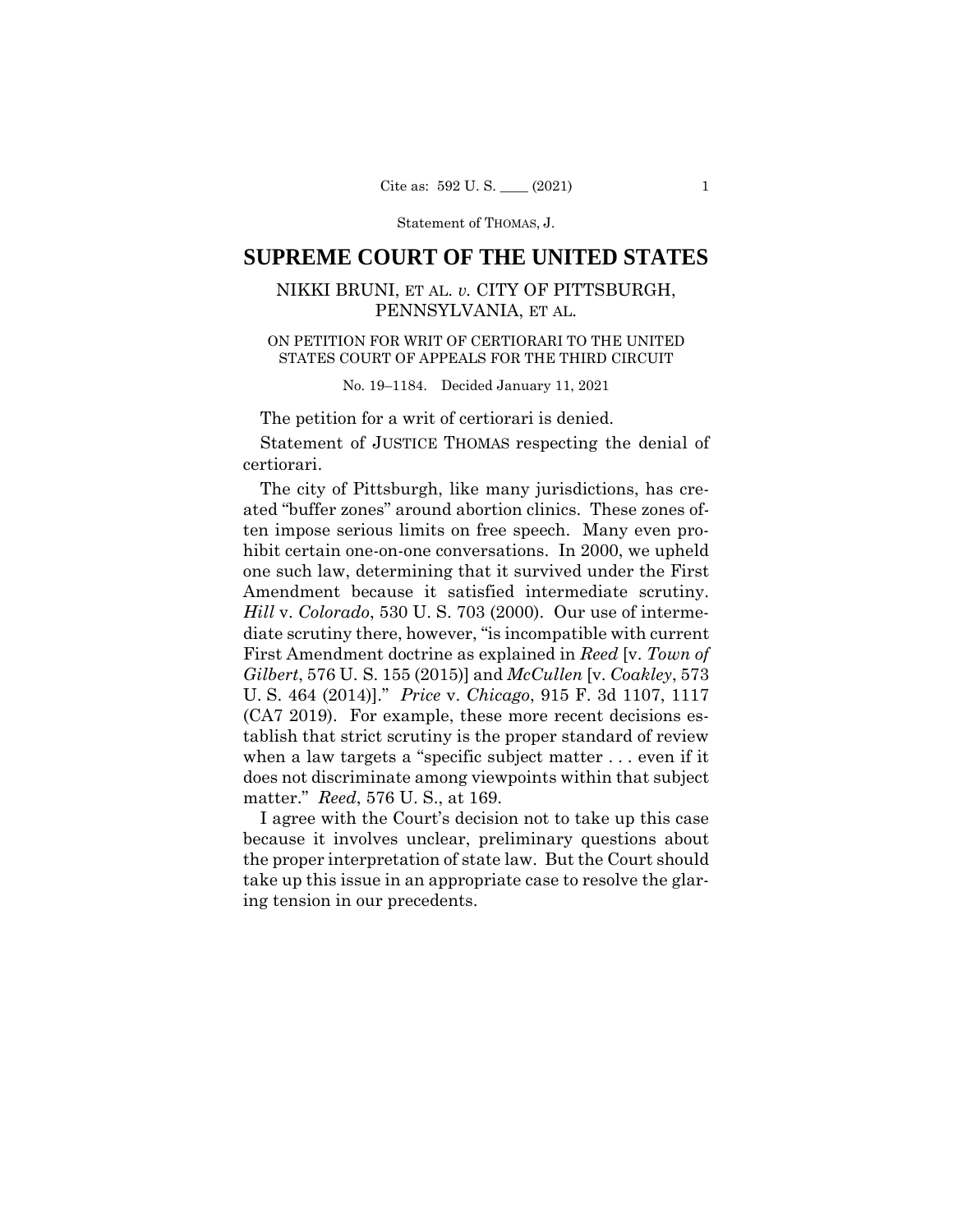# SUPREME COURT OF THE UNITED STATES

NIKKI BRUNI, ET AL. *v.* CITY OF PITTSBURGH, PENNSYLVANIA, ET AL.

ON PETITION FOR WRIT OF CERTIORARI TO THE UNITED STATES COURT OF APPEALS FOR THE THIRD CIRCUIT

No. 19–1184. Decided January 11, 2021

The petition for a writ of certiorari is denied.

Statement of JUSTICE THOMAS respecting the denial of certiorari.

The city of Pittsburgh, like many jurisdictions, has created "buffer zones" around abortion clinics. These zones often impose serious limits on free speech. Many even prohibit certain one-on-one conversations. In 2000, we upheld one such law, determining that it survived under the First Amendment because it satisfied intermediate scrutiny. *Hill* v. *Colorado*, 530 U. S. 703 (2000). Our use of intermediate scrutiny there, however, "is incompatible with current First Amendment doctrine as explained in *Reed* [v. *Town of Gilbert*, 576 U. S. 155 (2015)] and *McCullen* [v. *Coakley*, 573 U. S. 464 (2014)]." *Price* v. *Chicago*, 915 F. 3d 1107, 1117 (CA7 2019). For example, these more recent decisions establish that strict scrutiny is the proper standard of review when a law targets a "specific subject matter . . . even if it does not discriminate among viewpoints within that subject matter." *Reed*, 576 U. S., at 169.

I agree with the Court's decision not to take up this case because it involves unclear, preliminary questions about the proper interpretation of state law. But the Court should take up this issue in an appropriate case to resolve the glaring tension in our precedents.